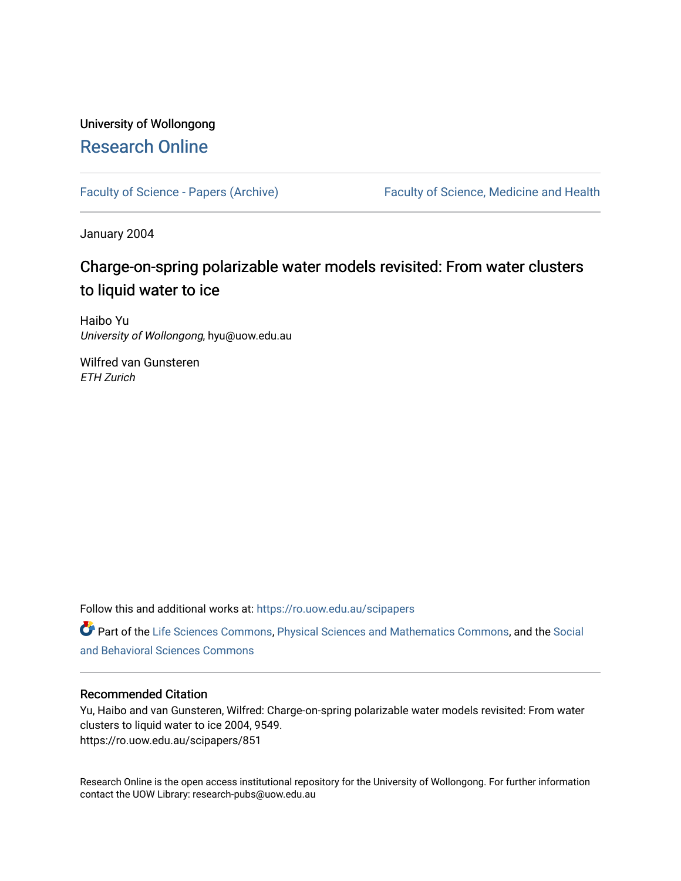University of Wollongong

# Research Online

Faculty of Science - Papers (Archive) | Faculty of Science, Medicine and Health

January 2004

## Charge-on-spring polarizable water models revisited: From water clusters to liquid water to ice

Haibo Yu
*University of Wollongong*, hyu@uow.edu.au

Wilfred van Gunsteren
*ETH Zurich*

Follow this and additional works at: https://ro.uow.edu.au/scipapers

Part of the Life Sciences Commons, Physical Sciences and Mathematics Commons, and the Social and Behavioral Sciences Commons

### Recommended Citation

Yu, Haibo and van Gunsteren, Wilfred: Charge-on-spring polarizable water models revisited: From water clusters to liquid water to ice 2004, 9549.
https://ro.uow.edu.au/scipapers/851

Research Online is the open access institutional repository for the University of Wollongong. For further information contact the UOW Library: research-pubs@uow.edu.au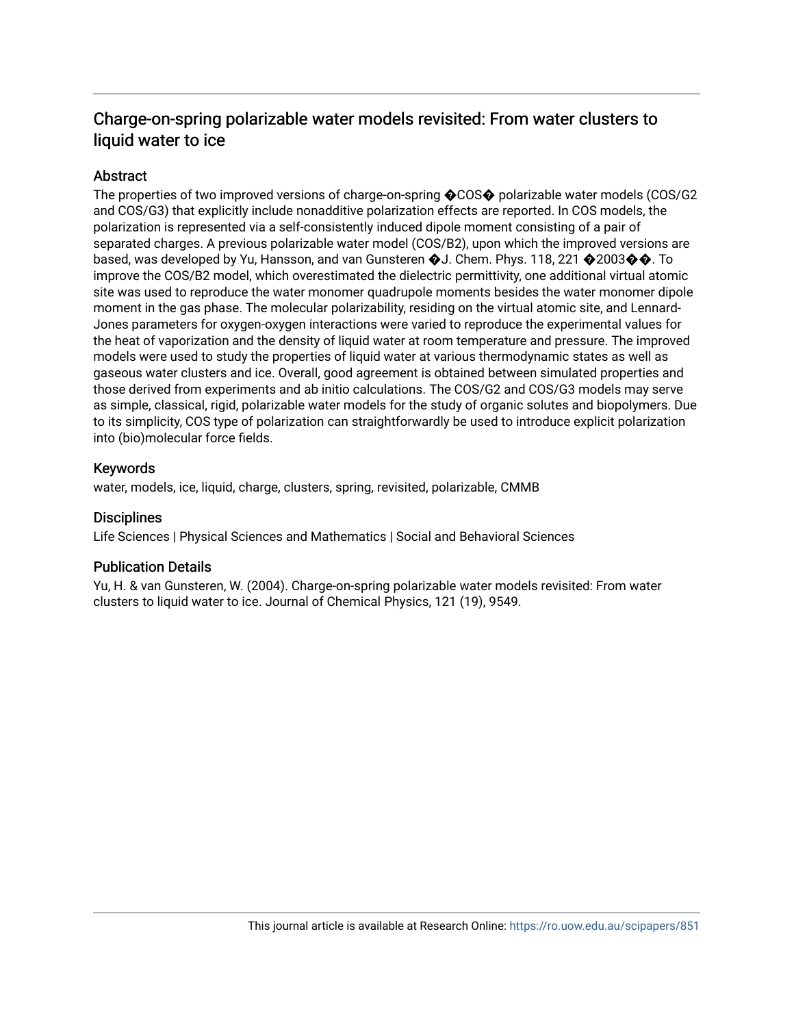# Charge-on-spring polarizable water models revisited: From water clusters to liquid water to ice

## Abstract

The properties of two improved versions of charge-on-spring �COS� polarizable water models (COS/G2 and COS/G3) that explicitly include nonadditive polarization effects are reported. In COS models, the polarization is represented via a self-consistently induced dipole moment consisting of a pair of separated charges. A previous polarizable water model (COS/B2), upon which the improved versions are based, was developed by Yu, Hansson, and van Gunsteren �J. Chem. Phys. 118, 221 �2003��. To improve the COS/B2 model, which overestimated the dielectric permittivity, one additional virtual atomic site was used to reproduce the water monomer quadrupole moments besides the water monomer dipole moment in the gas phase. The molecular polarizability, residing on the virtual atomic site, and Lennard-Jones parameters for oxygen-oxygen interactions were varied to reproduce the experimental values for the heat of vaporization and the density of liquid water at room temperature and pressure. The improved models were used to study the properties of liquid water at various thermodynamic states as well as gaseous water clusters and ice. Overall, good agreement is obtained between simulated properties and those derived from experiments and ab initio calculations. The COS/G2 and COS/G3 models may serve as simple, classical, rigid, polarizable water models for the study of organic solutes and biopolymers. Due to its simplicity, COS type of polarization can straightforwardly be used to introduce explicit polarization into (bio)molecular force fields.

## Keywords

water, models, ice, liquid, charge, clusters, spring, revisited, polarizable, CMMB

## Disciplines

Life Sciences | Physical Sciences and Mathematics | Social and Behavioral Sciences

## Publication Details

Yu, H. & van Gunsteren, W. (2004). Charge-on-spring polarizable water models revisited: From water clusters to liquid water to ice. Journal of Chemical Physics, 121 (19), 9549.

This journal article is available at Research Online: https://ro.uow.edu.au/scipapers/851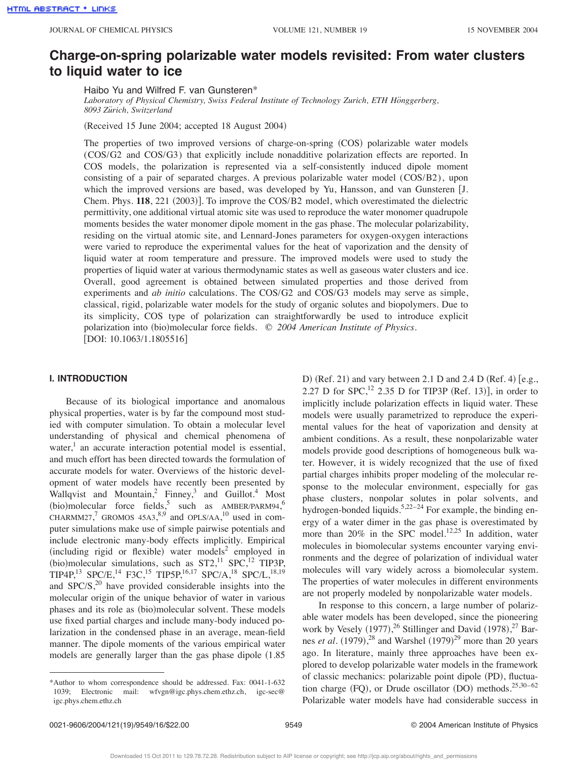# Charge-on-spring polarizable water models revisited: From water clusters to liquid water to ice

Haibo Yu and Wilfred F. van Gunsteren*

*Laboratory of Physical Chemistry, Swiss Federal Institute of Technology Zurich, ETH Hönggerberg, 8093 Zürich, Switzerland*

(Received 15 June 2004; accepted 18 August 2004)

The properties of two improved versions of charge-on-spring (COS) polarizable water models (COS/G2 and COS/G3) that explicitly include nonadditive polarization effects are reported. In COS models, the polarization is represented via a self-consistently induced dipole moment consisting of a pair of separated charges. A previous polarizable water model (COS/B2), upon which the improved versions are based, was developed by Yu, Hansson, and van Gunsteren [J. Chem. Phys. **118**, 221 (2003)]. To improve the COS/B2 model, which overestimated the dielectric permittivity, one additional virtual atomic site was used to reproduce the water monomer quadrupole moments besides the water monomer dipole moment in the gas phase. The molecular polarizability, residing on the virtual atomic site, and Lennard-Jones parameters for oxygen-oxygen interactions were varied to reproduce the experimental values for the heat of vaporization and the density of liquid water at room temperature and pressure. The improved models were used to study the properties of liquid water at various thermodynamic states as well as gaseous water clusters and ice. Overall, good agreement is obtained between simulated properties and those derived from experiments and *ab initio* calculations. The COS/G2 and COS/G3 models may serve as simple, classical, rigid, polarizable water models for the study of organic solutes and biopolymers. Due to its simplicity, COS type of polarization can straightforwardly be used to introduce explicit polarization into (bio)molecular force fields. *© 2004 American Institute of Physics.* [DOI: 10.1063/1.1805516]

## I. INTRODUCTION

Because of its biological importance and anomalous physical properties, water is by far the compound most studied with computer simulation. To obtain a molecular level understanding of physical and chemical phenomena of water,[1] an accurate interaction potential model is essential, and much effort has been directed towards the formulation of accurate models for water. Overviews of the historic development of water models have recently been presented by Wallqvist and Mountain,[2] Finney,[3] and Guillot.[4] Most (bio)molecular force fields,[5] such as AMBER/PARM94,[6] CHARMM27,[7] GROMOS 45A3,[8,9] and OPLS/AA,[10] used in computer simulations make use of simple pairwise potentials and include electronic many-body effects implicitly. Empirical (including rigid or flexible) water models[2] employed in (bio)molecular simulations, such as ST2,[11] SPC,[12] TIP3P, TIP4P,[13] SPC/E,[14] F3C,[15] TIP5P,[16,17] SPC/A,[18] SPC/L,[18,19] and SPC/S,[20] have provided considerable insights into the molecular origin of the unique behavior of water in various phases and its role as (bio)molecular solvent. These models use fixed partial charges and include many-body induced polarization in the condensed phase in an average, mean-field manner. The dipole moments of the various empirical water models are generally larger than the gas phase dipole (1.85 D) (Ref. 21) and vary between 2.1 D and 2.4 D (Ref. 4) [e.g., 2.27 D for SPC,[12] 2.35 D for TIP3P (Ref. 13)], in order to implicitly include polarization effects in liquid water. These models were usually parametrized to reproduce the experimental values for the heat of vaporization and density at ambient conditions. As a result, these nonpolarizable water models provide good descriptions of homogeneous bulk water. However, it is widely recognized that the use of fixed partial charges inhibits proper modeling of the molecular response to the molecular environment, especially for gas phase clusters, nonpolar solutes in polar solvents, and hydrogen-bonded liquids.[5,22–24] For example, the binding energy of a water dimer in the gas phase is overestimated by more than 20% in the SPC model.[12,25] In addition, water molecules in biomolecular systems encounter varying environments and the degree of polarization of individual water molecules will vary widely across a biomolecular system. The properties of water molecules in different environments are not properly modeled by nonpolarizable water models.

In response to this concern, a large number of polarizable water models has been developed, since the pioneering work by Vesely (1977),[26] Stillinger and David (1978),[27] Barnes *et al.* (1979),[28] and Warshel (1979)[29] more than 20 years ago. In literature, mainly three approaches have been explored to develop polarizable water models in the framework of classic mechanics: polarizable point dipole (PD), fluctuation charge (FQ), or Drude oscillator (DO) methods.[25,30–62] Polarizable water models have had considerable success in

*Author to whom correspondence should be addressed. Fax: 0041-1-632 1039; Electronic mail: wfvgn@igc.phys.chem.ethz.ch, igc-sec@igc.phys.chem.ethz.ch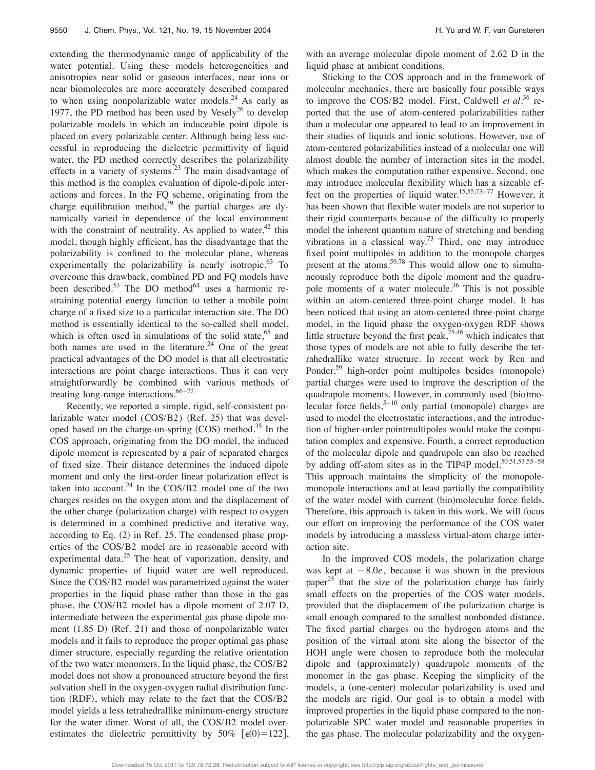extending the thermodynamic range of applicability of the water potential. Using these models heterogeneities and anisotropies near solid or gaseous interfaces, near ions or near biomolecules are more accurately described compared to when using nonpolarizable water models.[24] As early as 1977, the PD method has been used by Vesely[26] to develop polarizable models in which an induceable point dipole is placed on every polarizable center. Although being less successful in reproducing the dielectric permittivity of liquid water, the PD method correctly describes the polarizability effects in a variety of systems.[23] The main disadvantage of this method is the complex evaluation of dipole-dipole interactions and forces. In the FQ scheme, originating from the charge equilibration method,[39] the partial charges are dynamically varied in dependence of the local environment with the constraint of neutrality. As applied to water,[42] this model, though highly efficient, has the disadvantage that the polarizability is confined to the molecular plane, whereas experimentally the polarizability is nearly isotropic.[63] To overcome this drawback, combined PD and FQ models have been described.[53] The DO method[64] uses a harmonic restraining potential energy function to tether a mobile point charge of a fixed size to a particular interaction site. The DO method is essentially identical to the so-called shell model, which is often used in simulations of the solid state,[65] and both names are used in the literature.[24] One of the great practical advantages of the DO model is that all electrostatic interactions are point charge interactions. Thus it can very straightforwardly be combined with various methods of treating long-range interactions.[66–72]

Recently, we reported a simple, rigid, self-consistent polarizable water model (COS/B2) (Ref. 25) that was developed based on the charge-on-spring (COS) method.[35] In the COS approach, originating from the DO model, the induced dipole moment is represented by a pair of separated charges of fixed size. Their distance determines the induced dipole moment and only the first-order linear polarization effect is taken into account.[24] In the COS/B2 model one of the two charges resides on the oxygen atom and the displacement of the other charge (polarization charge) with respect to oxygen is determined in a combined predictive and iterative way, according to Eq. (2) in Ref. 25. The condensed phase properties of the COS/B2 model are in reasonable accord with experimental data.[25] The heat of vaporization, density, and dynamic properties of liquid water are well reproduced. Since the COS/B2 model was parametrized against the water properties in the liquid phase rather than those in the gas phase, the COS/B2 model has a dipole moment of 2.07 D, intermediate between the experimental gas phase dipole moment (1.85 D) (Ref. 21) and those of nonpolarizable water models and it fails to reproduce the proper optimal gas phase dimer structure, especially regarding the relative orientation of the two water monomers. In the liquid phase, the COS/B2 model does not show a pronounced structure beyond the first solvation shell in the oxygen-oxygen radial distribution function (RDF), which may relate to the fact that the COS/B2 model yields a less tetrahedrallike minimum-energy structure for the water dimer. Worst of all, the COS/B2 model overestimates the dielectric permittivity by 50% [$\epsilon(0)=122$], with an average molecular dipole moment of 2.62 D in the liquid phase at ambient conditions.

Sticking to the COS approach and in the framework of molecular mechanics, there are basically four possible ways to improve the COS/B2 model. First, Caldwell *et al.*[36] reported that the use of atom-centered polarizabilities rather than a molecular one appeared to lead to an improvement in their studies of liquids and ionic solutions. However, use of atom-centered polarizabilities instead of a molecular one will almost double the number of interaction sites in the model, which makes the computation rather expensive. Second, one may introduce molecular flexibility which has a sizeable effect on the properties of liquid water.[15,55,73–77] However, it has been shown that flexible water models are not superior to their rigid counterparts because of the difficulty to properly model the inherent quantum nature of stretching and bending vibrations in a classical way.[73] Third, one may introduce fixed point multipoles in addition to the monopole charges present at the atoms.[59,78] This would allow one to simultaneously reproduce both the dipole moment and the quadrupole moments of a water molecule.[36] This is not possible within an atom-centered three-point charge model. It has been noticed that using an atom-centered three-point charge model, in the liquid phase the oxygen-oxygen RDF shows little structure beyond the first peak,[25,46] which indicates that those types of models are not able to fully describe the tetrahedrallike water structure. In recent work by Ren and Ponder,[59] high-order point multipoles besides (monopole) partial charges were used to improve the description of the quadrupole moments. However, in commonly used (bio)molecular force fields,[5–10] only partial (monopole) charges are used to model the electrostatic interactions, and the introduction of higher-order pointmultipoles would make the computation complex and expensive. Fourth, a correct reproduction of the molecular dipole and quadrupole can also be reached by adding off-atom sites as in the TIP4P model.[50,51,53,55–58] This approach maintains the simplicity of the monopole-monopole interactions and at least partially the compatibility of the water model with current (bio)molecular force fields. Therefore, this approach is taken in this work. We will focus our effort on improving the performance of the COS water models by introducing a massless virtual-atom charge interaction site.

In the improved COS models, the polarization charge was kept at $-8.0e$, because it was shown in the previous paper[25] that the size of the polarization charge has fairly small effects on the properties of the COS water models, provided that the displacement of the polarization charge is small enough compared to the smallest nonbonded distance. The fixed partial charges on the hydrogen atoms and the position of the virtual atom site along the bisector of the HOH angle were chosen to reproduce both the molecular dipole and (approximately) quadrupole moments of the monomer in the gas phase. Keeping the simplicity of the models, a (one-center) molecular polarizability is used and the models are rigid. Our goal is to obtain a model with improved properties in the liquid phase compared to the nonpolarizable SPC water model and reasonable properties in the gas phase. The molecular polarizability and the oxygen-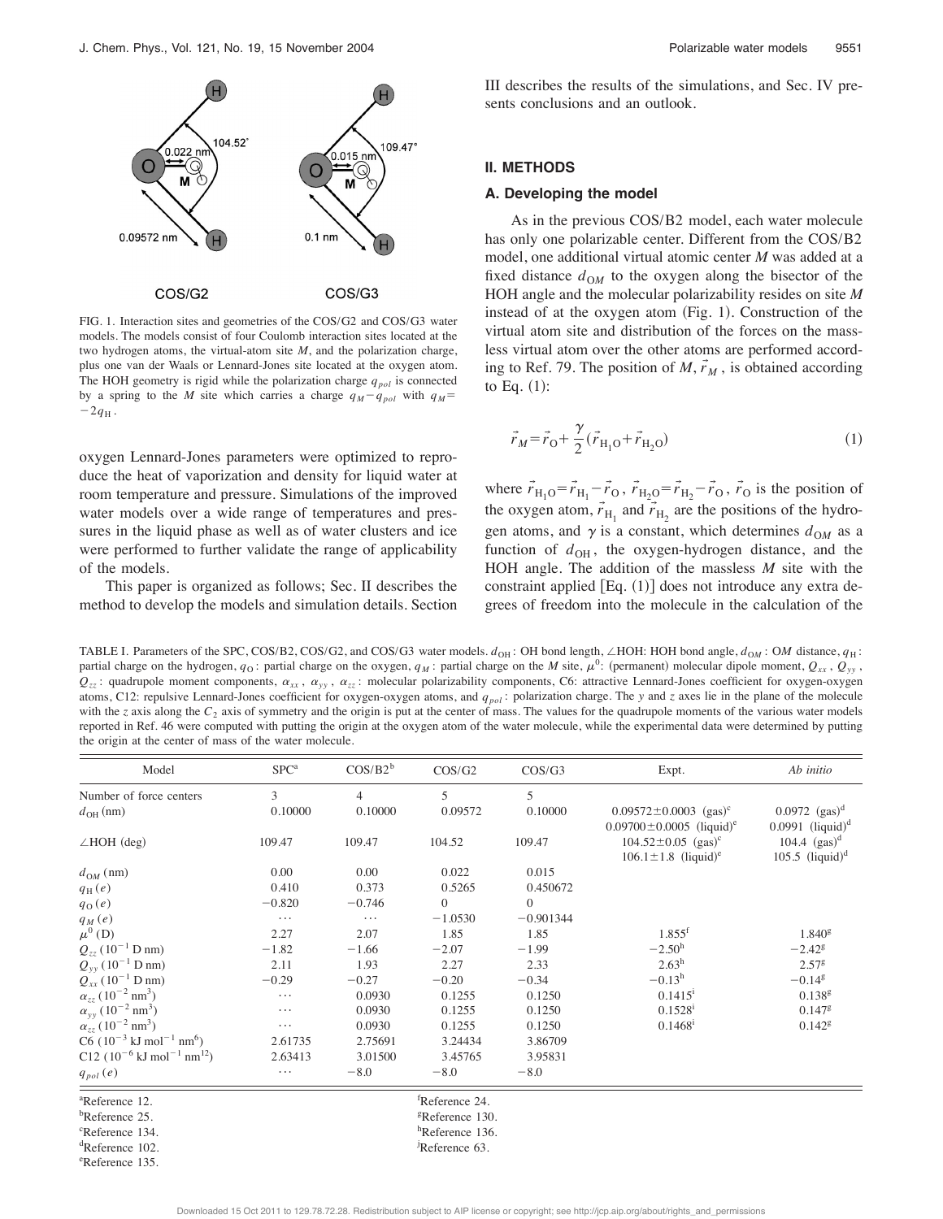FIG. 1. Interaction sites and geometries of the COS/G2 and COS/G3 water models. The models consist of four Coulomb interaction sites located at the two hydrogen atoms, the virtual-atom site $M$, and the polarization charge, plus one van der Waals or Lennard-Jones site located at the oxygen atom. The HOH geometry is rigid while the polarization charge $q_{pol}$ is connected by a spring to the $M$ site which carries a charge $q_M - q_{pol}$ with $q_M = -2q_H$.

oxygen Lennard-Jones parameters were optimized to reproduce the heat of vaporization and density for liquid water at room temperature and pressure. Simulations of the improved water models over a wide range of temperatures and pressures in the liquid phase as well as of water clusters and ice were performed to further validate the range of applicability of the models.

This paper is organized as follows; Sec. II describes the method to develop the models and simulation details. Section III describes the results of the simulations, and Sec. IV presents conclusions and an outlook.

## II. METHODS

### A. Developing the model

As in the previous COS/B2 model, each water molecule has only one polarizable center. Different from the COS/B2 model, one additional virtual atomic center $M$ was added at a fixed distance $d_{OM}$ to the oxygen along the bisector of the HOH angle and the molecular polarizability resides on site $M$ instead of at the oxygen atom (Fig. 1). Construction of the virtual atom site and distribution of the forces on the massless virtual atom over the other atoms are performed according to Ref. 79. The position of $M$, $\vec{r}_M$, is obtained according to Eq. (1):

$$\vec{r}_M = \vec{r}_O + \frac{\gamma}{2}(\vec{r}_{H_1O} + \vec{r}_{H_2O}) \tag{1}$$

where $\vec{r}_{H_1O} = \vec{r}_{H_1} - \vec{r}_O$, $\vec{r}_{H_2O} = \vec{r}_{H_2} - \vec{r}_O$, $\vec{r}_O$ is the position of the oxygen atom, $\vec{r}_{H_1}$ and $\vec{r}_{H_2}$ are the positions of the hydrogen atoms, and $\gamma$ is a constant, which determines $d_{OM}$ as a function of $d_{OH}$, the oxygen-hydrogen distance, and the HOH angle. The addition of the massless $M$ site with the constraint applied [Eq. (1)] does not introduce any extra degrees of freedom into the molecule in the calculation of the

TABLE I. Parameters of the SPC, COS/B2, COS/G2, and COS/G3 water models. $d_{OH}$: OH bond length, $\angle$HOH: HOH bond angle, $d_{OM}$: O$M$ distance, $q_H$: partial charge on the hydrogen, $q_O$: partial charge on the oxygen, $q_M$: partial charge on the $M$ site, $\mu^0$: (permanent) molecular dipole moment, $Q_{xx}$, $Q_{yy}$, $Q_{zz}$: quadrupole moment components, $\alpha_{xx}$, $\alpha_{yy}$, $\alpha_{zz}$: molecular polarizability components, C6: attractive Lennard-Jones coefficient for oxygen-oxygen atoms, C12: repulsive Lennard-Jones coefficient for oxygen-oxygen atoms, and $q_{pol}$: polarization charge. The $y$ and $z$ axes lie in the plane of the molecule with the $z$ axis along the $C_2$ axis of symmetry and the origin is put at the center of mass. The values for the quadrupole moments of the various water models reported in Ref. 46 were computed with putting the origin at the oxygen atom of the water molecule, while the experimental data were determined by putting the origin at the center of mass of the water molecule.

| Model | SPC[a] | COS/B2[b] | COS/G2 | COS/G3 | Expt. | *Ab initio* |
|---|---|---|---|---|---|---|
| Number of force centers | 3 | 4 | 5 | 5 | | |
| $d_{OH}$ (nm) | 0.10000 | 0.10000 | 0.09572 | 0.10000 | 0.09572±0.0003 (gas)[c] 0.09700±0.0005 (liquid)[e] | 0.0972 (gas)[d] 0.0991 (liquid)[d] |
| $\angle$HOH (deg) | 109.47 | 109.47 | 104.52 | 109.47 | 104.52±0.05 (gas)[c] 106.1±1.8 (liquid)[e] | 104.4 (gas)[d] 105.5 (liquid)[d] |
| $d_{OM}$ (nm) | 0.00 | 0.00 | 0.022 | 0.015 | | |
| $q_H$ ($e$) | 0.410 | 0.373 | 0.5265 | 0.450672 | | |
| $q_O$ ($e$) | −0.820 | −0.746 | 0 | 0 | | |
| $q_M$ ($e$) | ⋯ | ⋯ | −1.0530 | −0.901344 | | |
| $\mu^0$ (D) | 2.27 | 2.07 | 1.85 | 1.85 | 1.855[f] | 1.840[g] |
| $Q_{zz}$ ($10^{-1}$ D nm) | −1.82 | −1.66 | −2.07 | −1.99 | −2.50[h] | −2.42[g] |
| $Q_{yy}$ ($10^{-1}$ D nm) | 2.11 | 1.93 | 2.27 | 2.33 | 2.63[h] | 2.57[g] |
| $Q_{xx}$ ($10^{-1}$ D nm) | −0.29 | −0.27 | −0.20 | −0.34 | −0.13[h] | −0.14[g] |
| $\alpha_{zz}$ ($10^{-2}$ nm$^3$) | ⋯ | 0.0930 | 0.1255 | 0.1250 | 0.1415[j] | 0.138[g] |
| $\alpha_{yy}$ ($10^{-2}$ nm$^3$) | ⋯ | 0.0930 | 0.1255 | 0.1250 | 0.1528[j] | 0.147[g] |
| $\alpha_{zz}$ ($10^{-2}$ nm$^3$) | ⋯ | 0.0930 | 0.1255 | 0.1250 | 0.1468[j] | 0.142[g] |
| C6 ($10^{-3}$ kJ mol$^{-1}$ nm$^6$) | 2.61735 | 2.75691 | 3.24434 | 3.86709 | | |
| C12 ($10^{-6}$ kJ mol$^{-1}$ nm$^{12}$) | 2.63413 | 3.01500 | 3.45765 | 3.95831 | | |
| $q_{pol}$ ($e$) | ⋯ | −8.0 | −8.0 | −8.0 | | |

[a]Reference 12.
[b]Reference 25.
[c]Reference 134.
[d]Reference 102.
[e]Reference 135.
[f]Reference 24.
[g]Reference 130.
[h]Reference 136.
[j]Reference 63.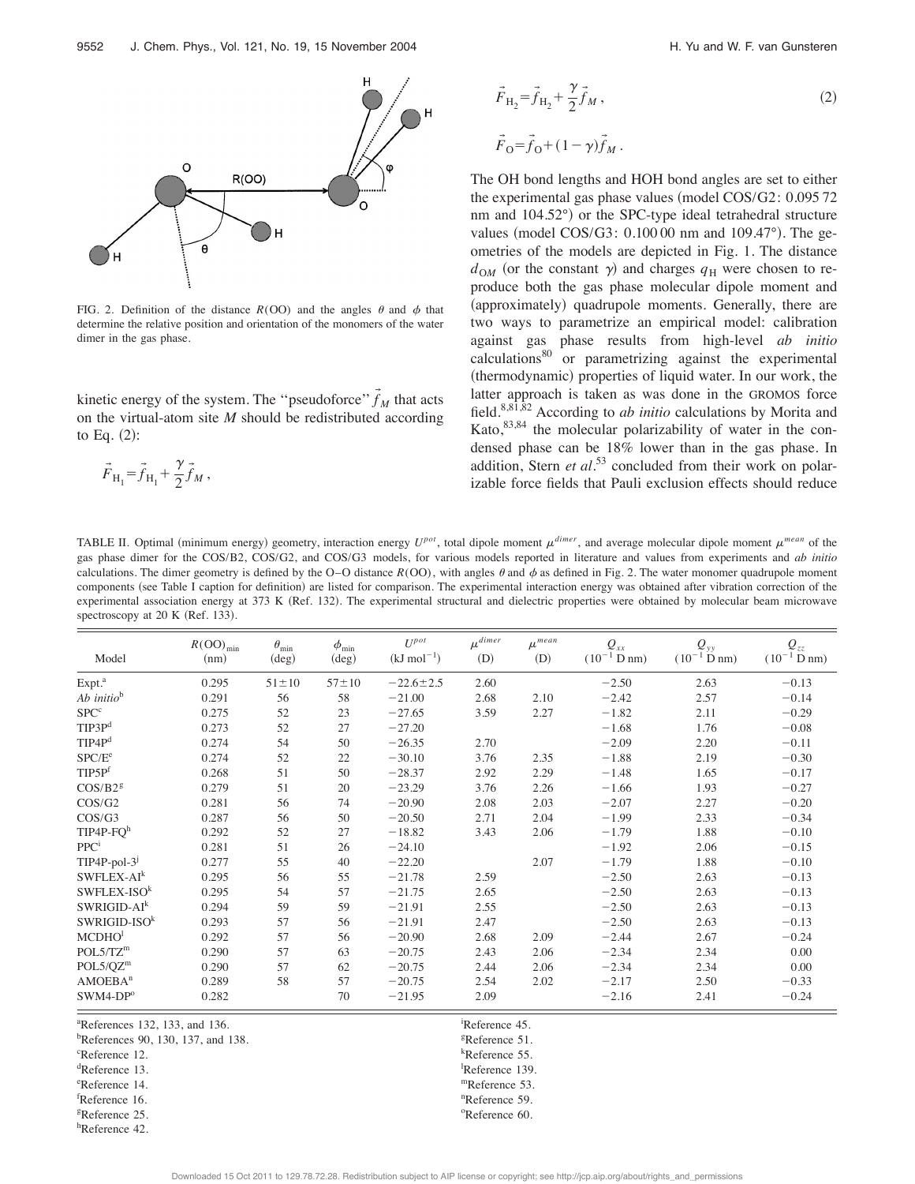FIG. 2. Definition of the distance $R(\mathrm{OO})$ and the angles $\theta$ and $\phi$ that determine the relative position and orientation of the monomers of the water dimer in the gas phase.

kinetic energy of the system. The "pseudoforce" $\vec{f}_M$ that acts on the virtual-atom site $M$ should be redistributed according to Eq. (2):

$$\vec{F}_{\mathrm{H}_1}=\vec{f}_{\mathrm{H}_1}+\frac{\gamma}{2}\vec{f}_M,$$

$$\vec{F}_{\mathrm{H}_2}=\vec{f}_{\mathrm{H}_2}+\frac{\gamma}{2}\vec{f}_M, \tag{2}$$

$$\vec{F}_{\mathrm{O}}=\vec{f}_{\mathrm{O}}+(1-\gamma)\vec{f}_M.$$

The OH bond lengths and HOH bond angles are set to either the experimental gas phase values (model COS/G2: 0.095 72 nm and 104.52°) or the SPC-type ideal tetrahedral structure values (model COS/G3: 0.100 00 nm and 109.47°). The geometries of the models are depicted in Fig. 1. The distance $d_{\mathrm{OM}}$ (or the constant $\gamma$) and charges $q_{\mathrm{H}}$ were chosen to reproduce both the gas phase molecular dipole moment and (approximately) quadrupole moments. Generally, there are two ways to parametrize an empirical model: calibration against gas phase results from high-level *ab initio* calculations[80] or parametrizing against the experimental (thermodynamic) properties of liquid water. In our work, the latter approach is taken as was done in the GROMOS force field.[8,81,82] According to *ab initio* calculations by Morita and Kato,[83,84] the molecular polarizability of water in the condensed phase can be 18% lower than in the gas phase. In addition, Stern *et al.*[53] concluded from their work on polarizable force fields that Pauli exclusion effects should reduce

TABLE II. Optimal (minimum energy) geometry, interaction energy $U^{pot}$, total dipole moment $\mu^{dimer}$, and average molecular dipole moment $\mu^{mean}$ of the gas phase dimer for the COS/B2, COS/G2, and COS/G3 models, for various models reported in literature and values from experiments and *ab initio* calculations. The dimer geometry is defined by the O–O distance $R(\mathrm{OO})$, with angles $\theta$ and $\phi$ as defined in Fig. 2. The water monomer quadrupole moment components (see Table I caption for definition) are listed for comparison. The experimental interaction energy was obtained after vibration correction of the experimental association energy at 373 K (Ref. 132). The experimental structural and dielectric properties were obtained by molecular beam microwave spectroscopy at 20 K (Ref. 133).

| Model | $R(\mathrm{OO})_{\min}$ (nm) | $\theta_{\min}$ (deg) | $\phi_{\min}$ (deg) | $U^{pot}$ (kJ mol$^{-1}$) | $\mu^{dimer}$ (D) | $\mu^{mean}$ (D) | $Q_{xx}$ ($10^{-1}$ D nm) | $Q_{yy}$ ($10^{-1}$ D nm) | $Q_{zz}$ ($10^{-1}$ D nm) |
|---|---|---|---|---|---|---|---|---|---|
| Expt.[a] | 0.295 | 51±10 | 57±10 | −22.6±2.5 | 2.60 | | −2.50 | 2.63 | −0.13 |
| *Ab initio*[b] | 0.291 | 56 | 58 | −21.00 | 2.68 | 2.10 | −2.42 | 2.57 | −0.14 |
| SPC[c] | 0.275 | 52 | 23 | −27.65 | 3.59 | 2.27 | −1.82 | 2.11 | −0.29 |
| TIP3P[d] | 0.273 | 52 | 27 | −27.20 | | | −1.68 | 1.76 | −0.08 |
| TIP4P[d] | 0.274 | 54 | 50 | −26.35 | 2.70 | | −2.09 | 2.20 | −0.11 |
| SPC/E[e] | 0.274 | 52 | 22 | −30.10 | 3.76 | 2.35 | −1.88 | 2.19 | −0.30 |
| TIP5P[f] | 0.268 | 51 | 50 | −28.37 | 2.92 | 2.29 | −1.48 | 1.65 | −0.17 |
| COS/B2[g] | 0.279 | 51 | 20 | −23.29 | 3.76 | 2.26 | −1.66 | 1.93 | −0.27 |
| COS/G2 | 0.281 | 56 | 74 | −20.90 | 2.08 | 2.03 | −2.07 | 2.27 | −0.20 |
| COS/G3 | 0.287 | 56 | 50 | −20.50 | 2.71 | 2.04 | −1.99 | 2.33 | −0.34 |
| TIP4P-FQ[h] | 0.292 | 52 | 27 | −18.82 | 3.43 | 2.06 | −1.79 | 1.88 | −0.10 |
| PPC[i] | 0.281 | 51 | 26 | −24.10 | | | −1.92 | 2.06 | −0.15 |
| TIP4P-pol-3[j] | 0.277 | 55 | 40 | −22.20 | | 2.07 | −1.79 | 1.88 | −0.10 |
| SWFLEX-AI[k] | 0.295 | 56 | 55 | −21.78 | 2.59 | | −2.50 | 2.63 | −0.13 |
| SWFLEX-ISO[k] | 0.295 | 54 | 57 | −21.75 | 2.65 | | −2.50 | 2.63 | −0.13 |
| SWRIGID-AI[k] | 0.294 | 59 | 59 | −21.91 | 2.55 | | −2.50 | 2.63 | −0.13 |
| SWRIGID-ISO[k] | 0.293 | 57 | 56 | −21.91 | 2.47 | | −2.50 | 2.63 | −0.13 |
| MCDHO[l] | 0.292 | 57 | 56 | −20.90 | 2.68 | 2.09 | −2.44 | 2.67 | −0.24 |
| POL5/TZ[m] | 0.290 | 57 | 63 | −20.75 | 2.43 | 2.06 | −2.34 | 2.34 | 0.00 |
| POL5/QZ[m] | 0.290 | 57 | 62 | −20.75 | 2.44 | 2.06 | −2.34 | 2.34 | 0.00 |
| AMOEBA[n] | 0.289 | 58 | 57 | −20.75 | 2.54 | 2.02 | −2.17 | 2.50 | −0.33 |
| SWM4-DP[o] | 0.282 | | 70 | −21.95 | 2.09 | | −2.16 | 2.41 | −0.24 |

[a]References 132, 133, and 136.
[b]References 90, 130, 137, and 138.
[c]Reference 12.
[d]Reference 13.
[e]Reference 14.
[f]Reference 16.
[g]Reference 25.
[h]Reference 42.
[i]Reference 45.
[j]Reference 51.
[k]Reference 55.
[l]Reference 139.
[m]Reference 53.
[n]Reference 59.
[o]Reference 60.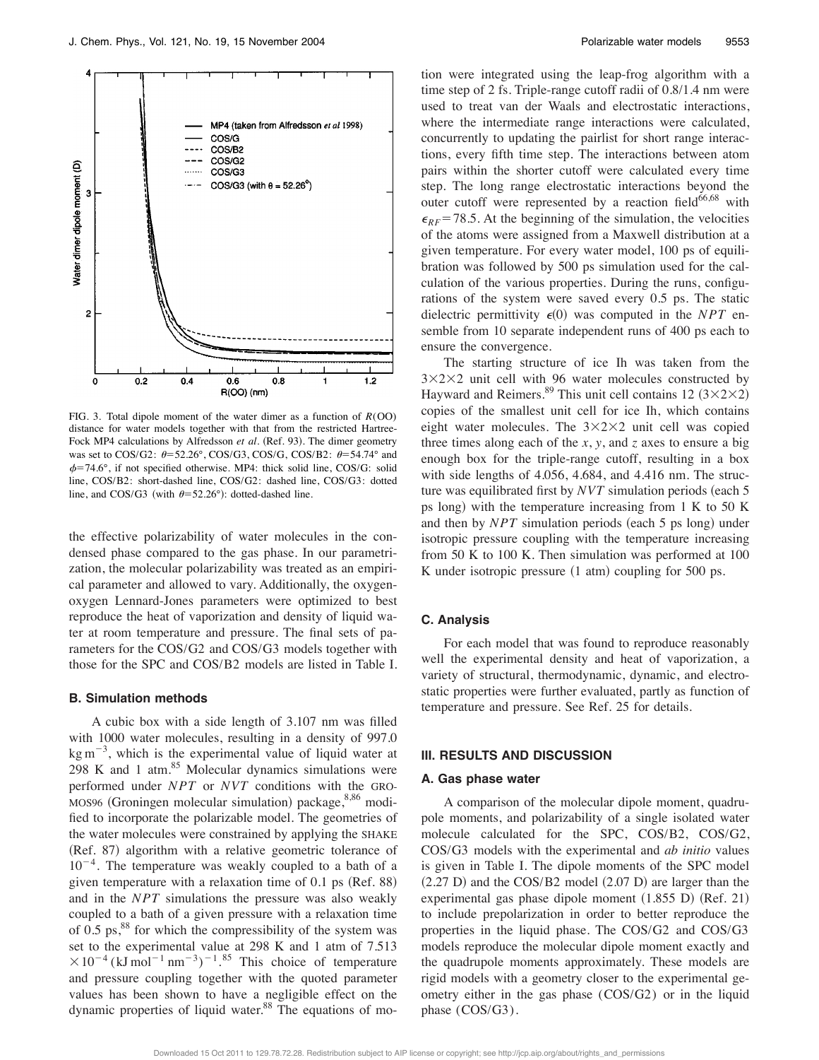FIG. 3. Total dipole moment of the water dimer as a function of $R$(OO) distance for water models together with that from the restricted Hartree-Fock MP4 calculations by Alfredsson *et al.* (Ref. 93). The dimer geometry was set to COS/G2: $\theta$=52.26°, COS/G3, COS/G, COS/B2: $\theta$=54.74° and $\phi$=74.6°, if not specified otherwise. MP4: thick solid line, COS/G: solid line, COS/B2: short-dashed line, COS/G2: dashed line, COS/G3: dotted line, and COS/G3 (with $\theta$=52.26°): dotted-dashed line.

the effective polarizability of water molecules in the condensed phase compared to the gas phase. In our parametrization, the molecular polarizability was treated as an empirical parameter and allowed to vary. Additionally, the oxygen-oxygen Lennard-Jones parameters were optimized to best reproduce the heat of vaporization and density of liquid water at room temperature and pressure. The final sets of parameters for the COS/G2 and COS/G3 models together with those for the SPC and COS/B2 models are listed in Table I.

### B. Simulation methods

A cubic box with a side length of 3.107 nm was filled with 1000 water molecules, resulting in a density of 997.0 $\mathrm{kg\,m^{-3}}$, which is the experimental value of liquid water at 298 K and 1 atm.[85] Molecular dynamics simulations were performed under *NPT* or *NVT* conditions with the GROMOS96 (Groningen molecular simulation) package,[8,86] modified to incorporate the polarizable model. The geometries of the water molecules were constrained by applying the SHAKE (Ref. 87) algorithm with a relative geometric tolerance of $10^{-4}$. The temperature was weakly coupled to a bath of a given temperature with a relaxation time of 0.1 ps (Ref. 88) and in the *NPT* simulations the pressure was also weakly coupled to a bath of a given pressure with a relaxation time of 0.5 ps,[88] for which the compressibility of the system was set to the experimental value at 298 K and 1 atm of 7.513 $\times 10^{-4}\,(\mathrm{kJ\,mol^{-1}\,nm^{-3}})^{-1}$.[85] This choice of temperature and pressure coupling together with the quoted parameter values has been shown to have a negligible effect on the dynamic properties of liquid water.[88] The equations of motion were integrated using the leap-frog algorithm with a time step of 2 fs. Triple-range cutoff radii of 0.8/1.4 nm were used to treat van der Waals and electrostatic interactions, where the intermediate range interactions were calculated, concurrently to updating the pairlist for short range interactions, every fifth time step. The interactions between atom pairs within the shorter cutoff were calculated every time step. The long range electrostatic interactions beyond the outer cutoff were represented by a reaction field[66,68] with $\epsilon_{RF}=78.5$. At the beginning of the simulation, the velocities of the atoms were assigned from a Maxwell distribution at a given temperature. For every water model, 100 ps of equilibration was followed by 500 ps simulation used for the calculation of the various properties. During the runs, configurations of the system were saved every 0.5 ps. The static dielectric permittivity $\epsilon(0)$ was computed in the *NPT* ensemble from 10 separate independent runs of 400 ps each to ensure the convergence.

The starting structure of ice Ih was taken from the $3\times2\times2$ unit cell with 96 water molecules constructed by Hayward and Reimers.[89] This unit cell contains 12 ($3\times2\times2$) copies of the smallest unit cell for ice Ih, which contains eight water molecules. The $3\times2\times2$ unit cell was copied three times along each of the *x*, *y*, and *z* axes to ensure a big enough box for the triple-range cutoff, resulting in a box with side lengths of 4.056, 4.684, and 4.416 nm. The structure was equilibrated first by *NVT* simulation periods (each 5 ps long) with the temperature increasing from 1 K to 50 K and then by *NPT* simulation periods (each 5 ps long) under isotropic pressure coupling with the temperature increasing from 50 K to 100 K. Then simulation was performed at 100 K under isotropic pressure (1 atm) coupling for 500 ps.

### C. Analysis

For each model that was found to reproduce reasonably well the experimental density and heat of vaporization, a variety of structural, thermodynamic, dynamic, and electrostatic properties were further evaluated, partly as function of temperature and pressure. See Ref. 25 for details.

## III. RESULTS AND DISCUSSION

### A. Gas phase water

A comparison of the molecular dipole moment, quadrupole moments, and polarizability of a single isolated water molecule calculated for the SPC, COS/B2, COS/G2, COS/G3 models with the experimental and *ab initio* values is given in Table I. The dipole moments of the SPC model (2.27 D) and the COS/B2 model (2.07 D) are larger than the experimental gas phase dipole moment (1.855 D) (Ref. 21) to include prepolarization in order to better reproduce the properties in the liquid phase. The COS/G2 and COS/G3 models reproduce the molecular dipole moment exactly and the quadrupole moments approximately. These models are rigid models with a geometry closer to the experimental geometry either in the gas phase (COS/G2) or in the liquid phase (COS/G3).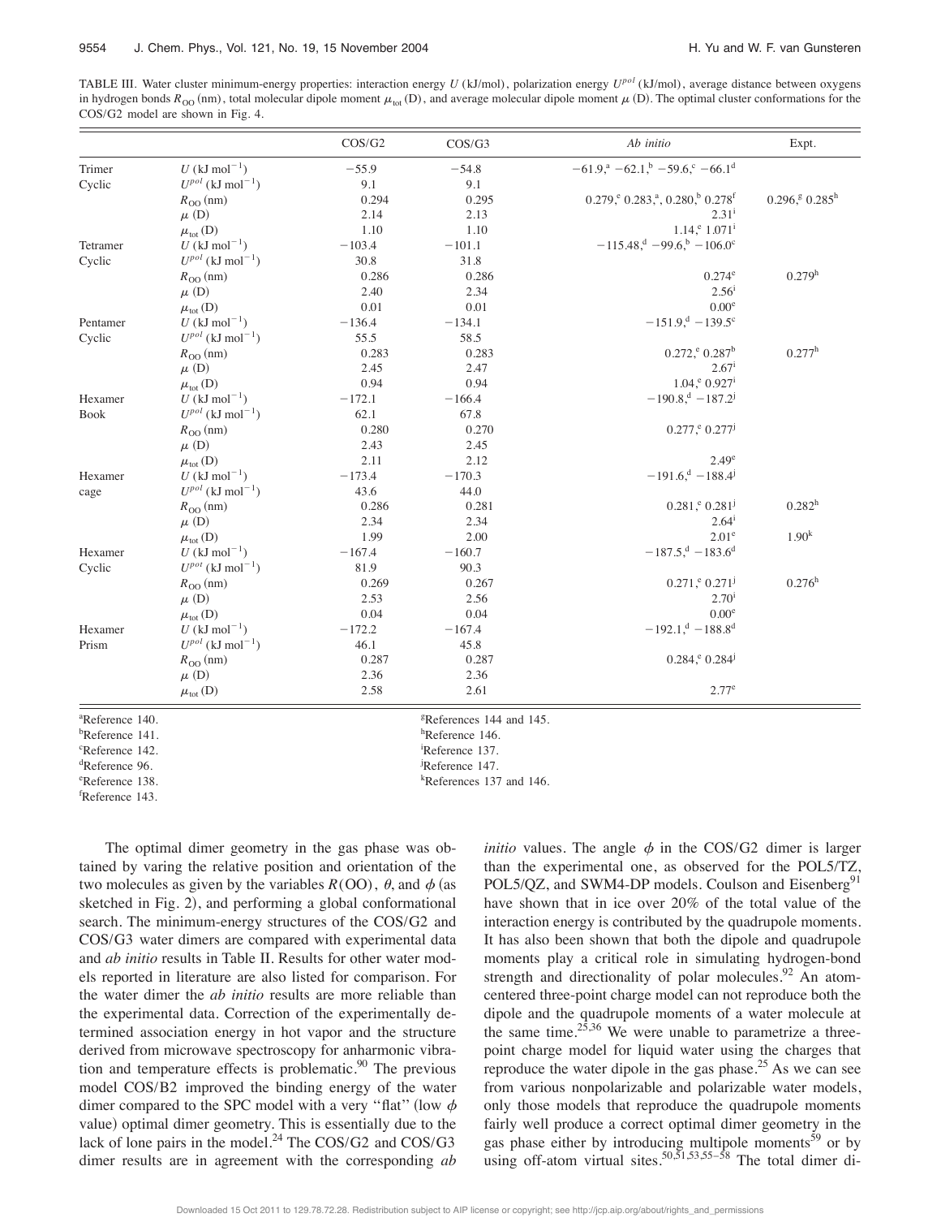TABLE III. Water cluster minimum-energy properties: interaction energy $U$ (kJ/mol), polarization energy $U^{pol}$ (kJ/mol), average distance between oxygens in hydrogen bonds $R_{OO}$ (nm), total molecular dipole moment $\mu_{tot}$ (D), and average molecular dipole moment $\mu$ (D). The optimal cluster conformations for the COS/G2 model are shown in Fig. 4.

| | | COS/G2 | COS/G3 | *Ab initio* | Expt. |
|---|---|---|---|---|---|
| Trimer | $U$ (kJ mol$^{-1}$) | −55.9 | −54.8 | −61.9,[a] −62.1,[b] −59.6,[c] −66.1[d] | |
| Cyclic | $U^{pol}$ (kJ mol$^{-1}$) | 9.1 | 9.1 | | |
| | $R_{OO}$ (nm) | 0.294 | 0.295 | 0.279,[e] 0.283,[a] 0.280,[b] 0.278[f] | 0.296,[g] 0.285[h] |
| | $\mu$ (D) | 2.14 | 2.13 | 2.31[i] | |
| | $\mu_{tot}$ (D) | 1.10 | 1.10 | 1.14,[e] 1.071[i] | |
| Tetramer | $U$ (kJ mol$^{-1}$) | −103.4 | −101.1 | −115.48,[d] −99.6,[b] −106.0[c] | |
| Cyclic | $U^{pol}$ (kJ mol$^{-1}$) | 30.8 | 31.8 | | |
| | $R_{OO}$ (nm) | 0.286 | 0.286 | 0.274[e] | 0.279[h] |
| | $\mu$ (D) | 2.40 | 2.34 | 2.56[i] | |
| | $\mu_{tot}$ (D) | 0.01 | 0.01 | 0.00[e] | |
| Pentamer | $U$ (kJ mol$^{-1}$) | −136.4 | −134.1 | −151.9,[d] −139.5[c] | |
| Cyclic | $U^{pol}$ (kJ mol$^{-1}$) | 55.5 | 58.5 | | |
| | $R_{OO}$ (nm) | 0.283 | 0.283 | 0.272,[e] 0.287[b] | 0.277[h] |
| | $\mu$ (D) | 2.45 | 2.47 | 2.67[i] | |
| | $\mu_{tot}$ (D) | 0.94 | 0.94 | 1.04,[e] 0.927[i] | |
| Hexamer | $U$ (kJ mol$^{-1}$) | −172.1 | −166.4 | −190.8,[d] −187.2[j] | |
| Book | $U^{pol}$ (kJ mol$^{-1}$) | 62.1 | 67.8 | | |
| | $R_{OO}$ (nm) | 0.280 | 0.270 | 0.277,[e] 0.277[j] | |
| | $\mu$ (D) | 2.43 | 2.45 | | |
| | $\mu_{tot}$ (D) | 2.11 | 2.12 | 2.49[e] | |
| Hexamer | $U$ (kJ mol$^{-1}$) | −173.4 | −170.3 | −191.6,[d] −188.4[j] | |
| cage | $U^{pol}$ (kJ mol$^{-1}$) | 43.6 | 44.0 | | |
| | $R_{OO}$ (nm) | 0.286 | 0.281 | 0.281,[e] 0.281[j] | 0.282[h] |
| | $\mu$ (D) | 2.34 | 2.34 | 2.64[i] | |
| | $\mu_{tot}$ (D) | 1.99 | 2.00 | 2.01[e] | 1.90[k] |
| Hexamer | $U$ (kJ mol$^{-1}$) | −167.4 | −160.7 | −187.5,[d] −183.6[d] | |
| Cyclic | $U^{pol}$ (kJ mol$^{-1}$) | 81.9 | 90.3 | | |
| | $R_{OO}$ (nm) | 0.269 | 0.267 | 0.271,[e] 0.271[j] | 0.276[h] |
| | $\mu$ (D) | 2.53 | 2.56 | 2.70[i] | |
| | $\mu_{tot}$ (D) | 0.04 | 0.04 | 0.00[e] | |
| Hexamer | $U$ (kJ mol$^{-1}$) | −172.2 | −167.4 | −192.1,[d] −188.8[d] | |
| Prism | $U^{pol}$ (kJ mol$^{-1}$) | 46.1 | 45.8 | | |
| | $R_{OO}$ (nm) | 0.287 | 0.287 | 0.284,[e] 0.284[j] | |
| | $\mu$ (D) | 2.36 | 2.36 | | |
| | $\mu_{tot}$ (D) | 2.58 | 2.61 | 2.77[e] | |

[a]Reference 140.
[b]Reference 141.
[c]Reference 142.
[d]Reference 96.
[e]Reference 138.
[f]Reference 143.
[g]References 144 and 145.
[h]Reference 146.
[i]Reference 137.
[j]Reference 147.
[k]References 137 and 146.

The optimal dimer geometry in the gas phase was obtained by varing the relative position and orientation of the two molecules as given by the variables $R(\mathrm{OO})$, $\theta$, and $\phi$ (as sketched in Fig. 2), and performing a global conformational search. The minimum-energy structures of the COS/G2 and COS/G3 water dimers are compared with experimental data and *ab initio* results in Table II. Results for other water models reported in literature are also listed for comparison. For the water dimer the *ab initio* results are more reliable than the experimental data. Correction of the experimentally determined association energy in hot vapor and the structure derived from microwave spectroscopy for anharmonic vibration and temperature effects is problematic.[90] The previous model COS/B2 improved the binding energy of the water dimer compared to the SPC model with a very "flat" (low $\phi$ value) optimal dimer geometry. This is essentially due to the lack of lone pairs in the model.[24] The COS/G2 and COS/G3 dimer results are in agreement with the corresponding *ab initio* values. The angle $\phi$ in the COS/G2 dimer is larger than the experimental one, as observed for the POL5/TZ, POL5/QZ, and SWM4-DP models. Coulson and Eisenberg[91] have shown that in ice over 20% of the total value of the interaction energy is contributed by the quadrupole moments. It has also been shown that both the dipole and quadrupole moments play a critical role in simulating hydrogen-bond strength and directionality of polar molecules.[92] An atom-centered three-point charge model can not reproduce both the dipole and the quadrupole moments of a water molecule at the same time.[25,36] We were unable to parametrize a three-point charge model for liquid water using the charges that reproduce the water dipole in the gas phase.[25] As we can see from various nonpolarizable and polarizable water models, only those models that reproduce the quadrupole moments fairly well produce a correct optimal dimer geometry in the gas phase either by introducing multipole moments[59] or by using off-atom virtual sites.[50,51,53,55–58] The total dimer di-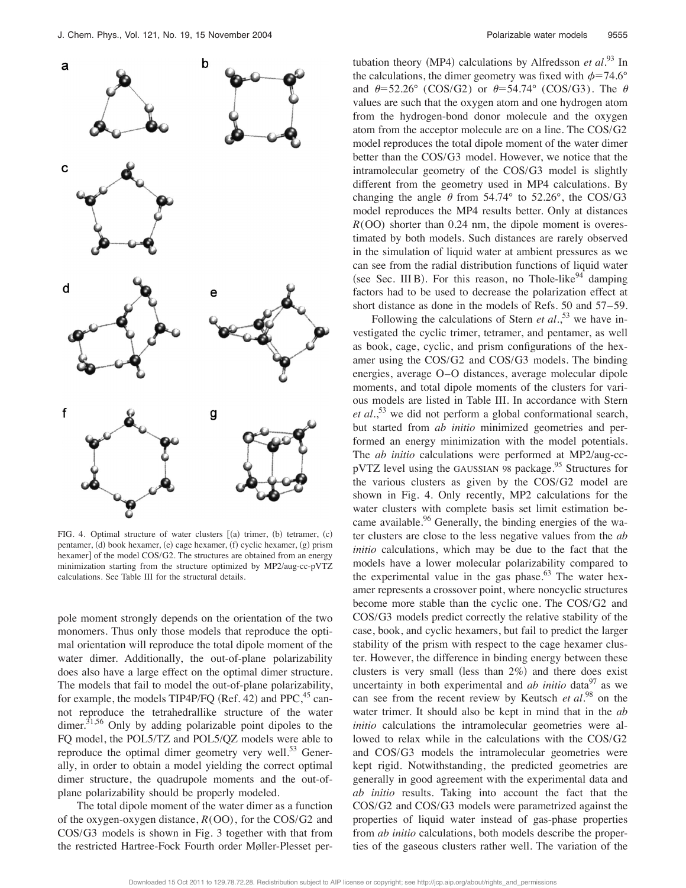FIG. 4. Optimal structure of water clusters [(a) trimer, (b) tetramer, (c) pentamer, (d) book hexamer, (e) cage hexamer, (f) cyclic hexamer, (g) prism hexamer] of the model COS/G2. The structures are obtained from an energy minimization starting from the structure optimized by MP2/aug-cc-pVTZ calculations. See Table III for the structural details.

pole moment strongly depends on the orientation of the two monomers. Thus only those models that reproduce the optimal orientation will reproduce the total dipole moment of the water dimer. Additionally, the out-of-plane polarizability does also have a large effect on the optimal dimer structure. The models that fail to model the out-of-plane polarizability, for example, the models TIP4P/FQ (Ref. 42) and PPC,[45] cannot reproduce the tetrahedrallike structure of the water dimer.[31,56] Only by adding polarizable point dipoles to the FQ model, the POL5/TZ and POL5/QZ models were able to reproduce the optimal dimer geometry very well.[53] Generally, in order to obtain a model yielding the correct optimal dimer structure, the quadrupole moments and the out-of-plane polarizability should be properly modeled.

The total dipole moment of the water dimer as a function of the oxygen-oxygen distance, $R(\mathrm{OO})$, for the COS/G2 and COS/G3 models is shown in Fig. 3 together with that from the restricted Hartree-Fock Fourth order Møller-Plesset perturbation theory (MP4) calculations by Alfredsson *et al.*[93] In the calculations, the dimer geometry was fixed with $\phi=74.6°$ and $\theta=52.26°$ (COS/G2) or $\theta=54.74°$ (COS/G3). The $\theta$ values are such that the oxygen atom and one hydrogen atom from the hydrogen-bond donor molecule and the oxygen atom from the acceptor molecule are on a line. The COS/G2 model reproduces the total dipole moment of the water dimer better than the COS/G3 model. However, we notice that the intramolecular geometry of the COS/G3 model is slightly different from the geometry used in MP4 calculations. By changing the angle $\theta$ from 54.74° to 52.26°, the COS/G3 model reproduces the MP4 results better. Only at distances $R(\mathrm{OO})$ shorter than 0.24 nm, the dipole moment is overestimated by both models. Such distances are rarely observed in the simulation of liquid water at ambient pressures as we can see from the radial distribution functions of liquid water (see Sec. III B). For this reason, no Thole-like[94] damping factors had to be used to decrease the polarization effect at short distance as done in the models of Refs. 50 and 57–59.

Following the calculations of Stern *et al.*,[53] we have investigated the cyclic trimer, tetramer, and pentamer, as well as book, cage, cyclic, and prism configurations of the hexamer using the COS/G2 and COS/G3 models. The binding energies, average O–O distances, average molecular dipole moments, and total dipole moments of the clusters for various models are listed in Table III. In accordance with Stern *et al.*,[53] we did not perform a global conformational search, but started from *ab initio* minimized geometries and performed an energy minimization with the model potentials. The *ab initio* calculations were performed at MP2/aug-cc-pVTZ level using the GAUSSIAN 98 package.[95] Structures for the various clusters as given by the COS/G2 model are shown in Fig. 4. Only recently, MP2 calculations for the water clusters with complete basis set limit estimation became available.[96] Generally, the binding energies of the water clusters are close to the less negative values from the *ab initio* calculations, which may be due to the fact that the models have a lower molecular polarizability compared to the experimental value in the gas phase.[63] The water hexamer represents a crossover point, where noncyclic structures become more stable than the cyclic one. The COS/G2 and COS/G3 models predict correctly the relative stability of the case, book, and cyclic hexamers, but fail to predict the larger stability of the prism with respect to the cage hexamer cluster. However, the difference in binding energy between these clusters is very small (less than 2%) and there does exist uncertainty in both experimental and *ab initio* data[97] as we can see from the recent review by Keutsch *et al.*[98] on the water trimer. It should also be kept in mind that in the *ab initio* calculations the intramolecular geometries were allowed to relax while in the calculations with the COS/G2 and COS/G3 models the intramolecular geometries were kept rigid. Notwithstanding, the predicted geometries are generally in good agreement with the experimental data and *ab initio* results. Taking into account the fact that the COS/G2 and COS/G3 models were parametrized against the properties of liquid water instead of gas-phase properties from *ab initio* calculations, both models describe the properties of the gaseous clusters rather well. The variation of the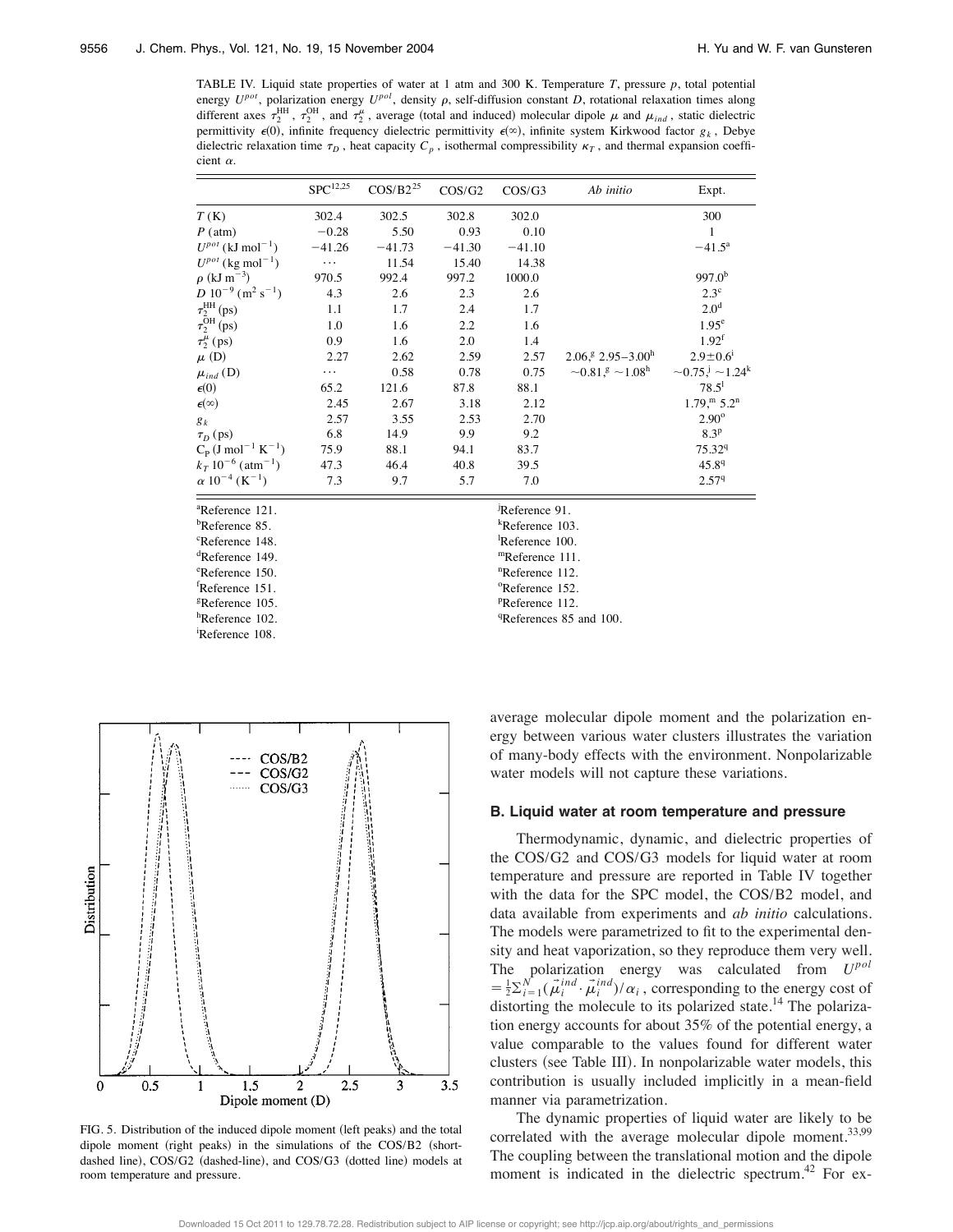TABLE IV. Liquid state properties of water at 1 atm and 300 K. Temperature $T$, pressure $p$, total potential energy $U^{pot}$, polarization energy $U^{pol}$, density $\rho$, self-diffusion constant $D$, rotational relaxation times along different axes $\tau_2^{HH}$, $\tau_2^{OH}$, and $\tau_2^{\mu}$, average (total and induced) molecular dipole $\mu$ and $\mu_{ind}$, static dielectric permittivity $\epsilon(0)$, infinite frequency dielectric permittivity $\epsilon(\infty)$, infinite system Kirkwood factor $g_k$, Debye dielectric relaxation time $\tau_D$, heat capacity $C_p$, isothermal compressibility $\kappa_T$, and thermal expansion coefficient $\alpha$.

| | SPC[12,25] | COS/B2[25] | COS/G2 | COS/G3 | *Ab initio* | Expt. |
|---|---|---|---|---|---|---|
| $T$ (K) | 302.4 | 302.5 | 302.8 | 302.0 | | 300 |
| $P$ (atm) | −0.28 | 5.50 | 0.93 | 0.10 | | 1 |
| $U^{pot}$ (kJ mol$^{-1}$) | −41.26 | −41.73 | −41.30 | −41.10 | | −41.5[a] |
| $U^{pot}$ (kg mol$^{-1}$) | ⋯ | 11.54 | 15.40 | 14.38 | | |
| $\rho$ (kJ m$^{-3}$) | 970.5 | 992.4 | 997.2 | 1000.0 | | 997.0[b] |
| $D$ $10^{-9}$ (m$^2$ s$^{-1}$) | 4.3 | 2.6 | 2.3 | 2.6 | | 2.3[c] |
| $\tau_2^{HH}$ (ps) | 1.1 | 1.7 | 2.4 | 1.7 | | 2.0[d] |
| $\tau_2^{OH}$ (ps) | 1.0 | 1.6 | 2.2 | 1.6 | | 1.95[e] |
| $\tau_2^{\mu}$ (ps) | 0.9 | 1.6 | 2.0 | 1.4 | | 1.92[f] |
| $\mu$ (D) | 2.27 | 2.62 | 2.59 | 2.57 | 2.06,[g] 2.95–3.00[h] | 2.9±0.6[i] |
| $\mu_{ind}$ (D) | ⋯ | 0.58 | 0.78 | 0.75 | ∼0.81,[g] ∼1.08[h] | ∼0.75,[j] ∼1.24[k] |
| $\epsilon(0)$ | 65.2 | 121.6 | 87.8 | 88.1 | | 78.5[l] |
| $\epsilon(\infty)$ | 2.45 | 2.67 | 3.18 | 2.12 | | 1.79,[m] 5.2[n] |
| $g_k$ | 2.57 | 3.55 | 2.53 | 2.70 | | 2.90[o] |
| $\tau_D$ (ps) | 6.8 | 14.9 | 9.9 | 9.2 | | 8.3[p] |
| $C_P$ (J mol$^{-1}$ K$^{-1}$) | 75.9 | 88.1 | 94.1 | 83.7 | | 75.32[q] |
| $k_T$ $10^{-6}$ (atm$^{-1}$) | 47.3 | 46.4 | 40.8 | 39.5 | | 45.8[q] |
| $\alpha$ $10^{-4}$ (K$^{-1}$) | 7.3 | 9.7 | 5.7 | 7.0 | | 2.57[q] |

[a]Reference 121.
[b]Reference 85.
[c]Reference 148.
[d]Reference 149.
[e]Reference 150.
[f]Reference 151.
[g]Reference 105.
[h]Reference 102.
[i]Reference 108.
[j]Reference 91.
[k]Reference 103.
[l]Reference 100.
[m]Reference 111.
[n]Reference 112.
[o]Reference 152.
[p]Reference 112.
[q]References 85 and 100.

FIG. 5. Distribution of the induced dipole moment (left peaks) and the total dipole moment (right peaks) in the simulations of the COS/B2 (short-dashed line), COS/G2 (dashed-line), and COS/G3 (dotted line) models at room temperature and pressure.

average molecular dipole moment and the polarization energy between various water clusters illustrates the variation of many-body effects with the environment. Nonpolarizable water models will not capture these variations.

### B. Liquid water at room temperature and pressure

Thermodynamic, dynamic, and dielectric properties of the COS/G2 and COS/G3 models for liquid water at room temperature and pressure are reported in Table IV together with the data for the SPC model, the COS/B2 model, and data available from experiments and *ab initio* calculations. The models were parametrized to fit to the experimental density and heat vaporization, so they reproduce them very well. The polarization energy was calculated from $U^{pol} = \frac{1}{2}\sum_{i=1}^{N}(\vec{\mu}_i^{ind}\cdot\vec{\mu}_i^{ind})/\alpha_i$, corresponding to the energy cost of distorting the molecule to its polarized state.[14] The polarization energy accounts for about 35% of the potential energy, a value comparable to the values found for different water clusters (see Table III). In nonpolarizable water models, this contribution is usually included implicitly in a mean-field manner via parametrization.

The dynamic properties of liquid water are likely to be correlated with the average molecular dipole moment.[33,99] The coupling between the translational motion and the dipole moment is indicated in the dielectric spectrum.[42] For ex-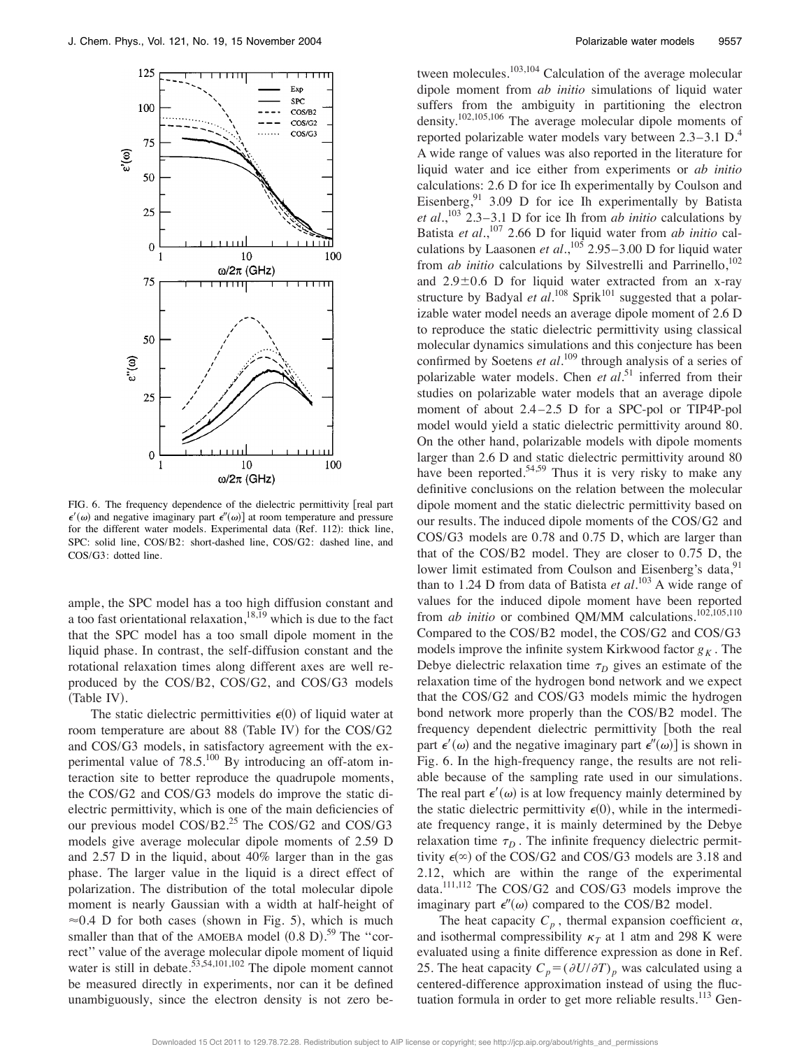FIG. 6. The frequency dependence of the dielectric permittivity [real part $\epsilon'(\omega)$ and negative imaginary part $\epsilon''(\omega)$] at room temperature and pressure for the different water models. Experimental data (Ref. 112): thick line, SPC: solid line, COS/B2: short-dashed line, COS/G2: dashed line, and COS/G3: dotted line.

ample, the SPC model has a too high diffusion constant and a too fast orientational relaxation,[18,19] which is due to the fact that the SPC model has a too small dipole moment in the liquid phase. In contrast, the self-diffusion constant and the rotational relaxation times along different axes are well reproduced by the COS/B2, COS/G2, and COS/G3 models (Table IV).

The static dielectric permittivities $\epsilon(0)$ of liquid water at room temperature are about 88 (Table IV) for the COS/G2 and COS/G3 models, in satisfactory agreement with the experimental value of 78.5.[100] By introducing an off-atom interaction site to better reproduce the quadrupole moments, the COS/G2 and COS/G3 models do improve the static dielectric permittivity, which is one of the main deficiencies of our previous model COS/B2.[25] The COS/G2 and COS/G3 models give average molecular dipole moments of 2.59 D and 2.57 D in the liquid, about 40% larger than in the gas phase. The larger value in the liquid is a direct effect of polarization. The distribution of the total molecular dipole moment is nearly Gaussian with a width at half-height of $\approx$0.4 D for both cases (shown in Fig. 5), which is much smaller than that of the AMOEBA model (0.8 D).[59] The "correct" value of the average molecular dipole moment of liquid water is still in debate.[53,54,101,102] The dipole moment cannot be measured directly in experiments, nor can it be defined unambiguously, since the electron density is not zero between molecules.[103,104] Calculation of the average molecular dipole moment from *ab initio* simulations of liquid water suffers from the ambiguity in partitioning the electron density.[102,105,106] The average molecular dipole moments of reported polarizable water models vary between 2.3–3.1 D.[4] A wide range of values was also reported in the literature for liquid water and ice either from experiments or *ab initio* calculations: 2.6 D for ice Ih experimentally by Coulson and Eisenberg,[91] 3.09 D for ice Ih experimentally by Batista *et al.*,[103] 2.3–3.1 D for ice Ih from *ab initio* calculations by Batista *et al.*,[107] 2.66 D for liquid water from *ab initio* calculations by Laasonen *et al.*,[105] 2.95–3.00 D for liquid water from *ab initio* calculations by Silvestrelli and Parrinello,[102] and 2.9±0.6 D for liquid water extracted from an x-ray structure by Badyal *et al.*[108] Sprik[101] suggested that a polarizable water model needs an average dipole moment of 2.6 D to reproduce the static dielectric permittivity using classical molecular dynamics simulations and this conjecture has been confirmed by Soetens *et al.*[109] through analysis of a series of polarizable water models. Chen *et al.*[51] inferred from their studies on polarizable water models that an average dipole moment of about 2.4–2.5 D for a SPC-pol or TIP4P-pol model would yield a static dielectric permittivity around 80. On the other hand, polarizable models with dipole moments larger than 2.6 D and static dielectric permittivity around 80 have been reported.[54,59] Thus it is very risky to make any definitive conclusions on the relation between the molecular dipole moment and the static dielectric permittivity based on our results. The induced dipole moments of the COS/G2 and COS/G3 models are 0.78 and 0.75 D, which are larger than that of the COS/B2 model. They are closer to 0.75 D, the lower limit estimated from Coulson and Eisenberg's data,[91] than to 1.24 D from data of Batista *et al.*[103] A wide range of values for the induced dipole moment have been reported from *ab initio* or combined QM/MM calculations.[102,105,110] Compared to the COS/B2 model, the COS/G2 and COS/G3 models improve the infinite system Kirkwood factor $g_K$. The Debye dielectric relaxation time $\tau_D$ gives an estimate of the relaxation time of the hydrogen bond network and we expect that the COS/G2 and COS/G3 models mimic the hydrogen bond network more properly than the COS/B2 model. The frequency dependent dielectric permittivity [both the real part $\epsilon'(\omega)$ and the negative imaginary part $\epsilon''(\omega)$] is shown in Fig. 6. In the high-frequency range, the results are not reliable because of the sampling rate used in our simulations. The real part $\epsilon'(\omega)$ is at low frequency mainly determined by the static dielectric permittivity $\epsilon(0)$, while in the intermediate frequency range, it is mainly determined by the Debye relaxation time $\tau_D$. The infinite frequency dielectric permittivity $\epsilon(\infty)$ of the COS/G2 and COS/G3 models are 3.18 and 2.12, which are within the range of the experimental data.[111,112] The COS/G2 and COS/G3 models improve the imaginary part $\epsilon''(\omega)$ compared to the COS/B2 model.

The heat capacity $C_p$, thermal expansion coefficient $\alpha$, and isothermal compressibility $\kappa_T$ at 1 atm and 298 K were evaluated using a finite difference expression as done in Ref. 25. The heat capacity $C_p = (\partial U/\partial T)_p$ was calculated using a centered-difference approximation instead of using the fluctuation formula in order to get more reliable results.[113] Gen-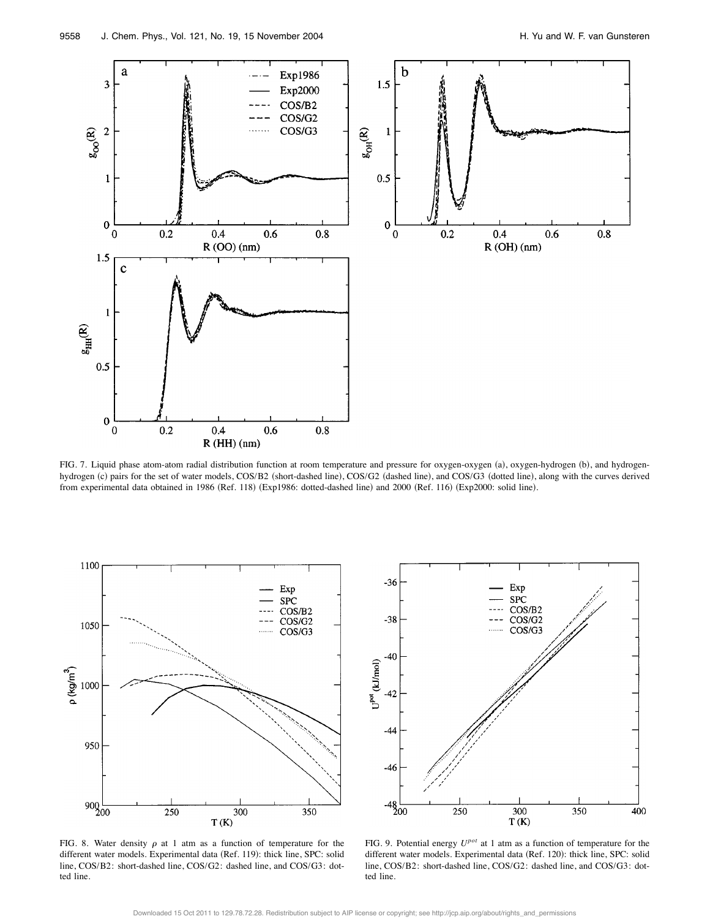FIG. 7. Liquid phase atom-atom radial distribution function at room temperature and pressure for oxygen-oxygen (a), oxygen-hydrogen (b), and hydrogen-hydrogen (c) pairs for the set of water models, COS/B2 (short-dashed line), COS/G2 (dashed line), and COS/G3 (dotted line), along with the curves derived from experimental data obtained in 1986 (Ref. 118) (Exp1986: dotted-dashed line) and 2000 (Ref. 116) (Exp2000: solid line).

FIG. 8. Water density $\rho$ at 1 atm as a function of temperature for the different water models. Experimental data (Ref. 119): thick line, SPC: solid line, COS/B2: short-dashed line, COS/G2: dashed line, and COS/G3: dotted line.

FIG. 9. Potential energy $U^{pot}$ at 1 atm as a function of temperature for the different water models. Experimental data (Ref. 120): thick line, SPC: solid line, COS/B2: short-dashed line, COS/G2: dashed line, and COS/G3: dotted line.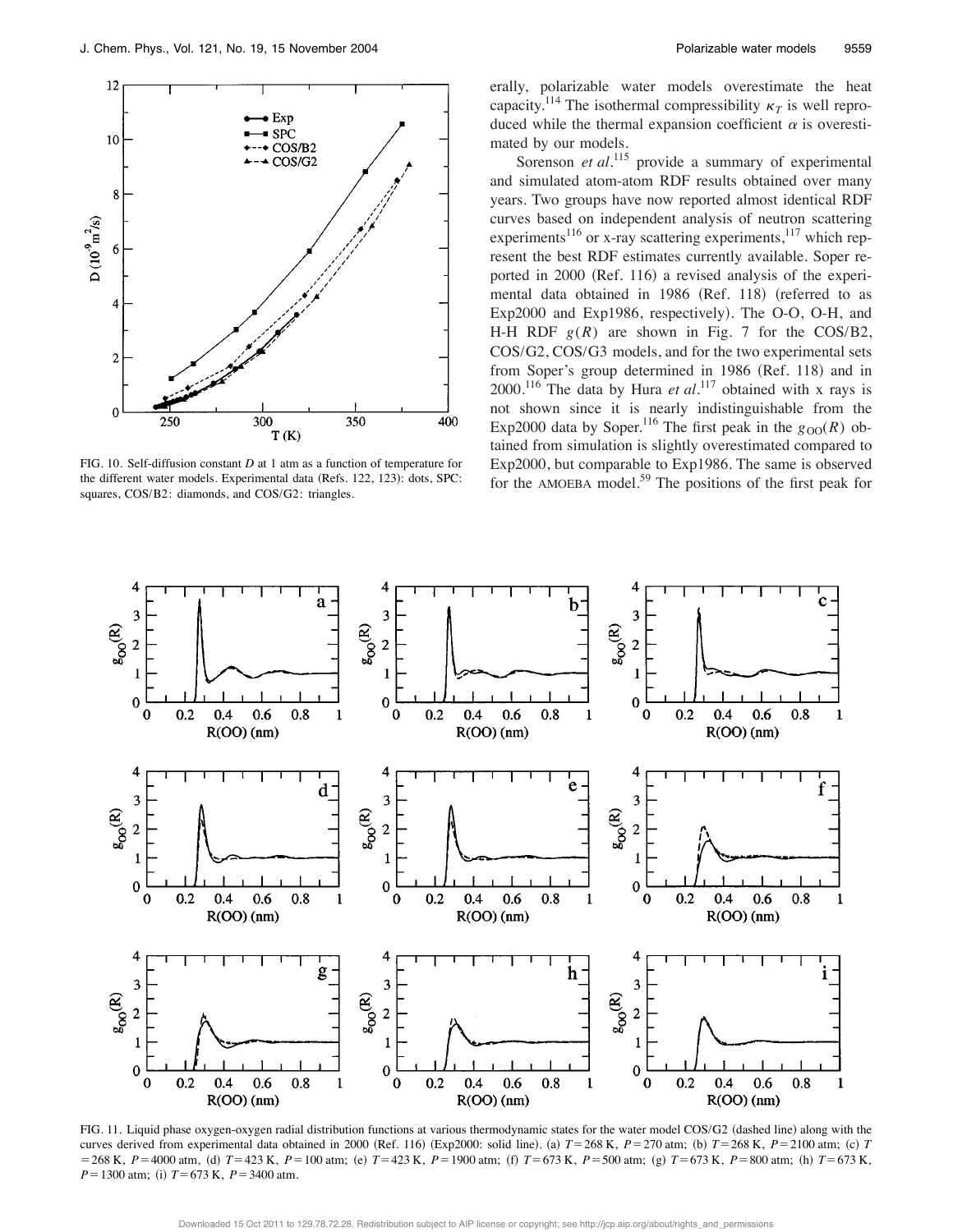FIG. 10. Self-diffusion constant $D$ at 1 atm as a function of temperature for the different water models. Experimental data (Refs. 122, 123): dots, SPC: squares, COS/B2: diamonds, and COS/G2: triangles.

erally, polarizable water models overestimate the heat capacity.[114] The isothermal compressibility $\kappa_T$ is well reproduced while the thermal expansion coefficient $\alpha$ is overestimated by our models.

Sorenson *et al.*[115] provide a summary of experimental and simulated atom-atom RDF results obtained over many years. Two groups have now reported almost identical RDF curves based on independent analysis of neutron scattering experiments[116] or x-ray scattering experiments,[117] which represent the best RDF estimates currently available. Soper reported in 2000 (Ref. 116) a revised analysis of the experimental data obtained in 1986 (Ref. 118) (referred to as Exp2000 and Exp1986, respectively). The O-O, O-H, and H-H RDF $g(R)$ are shown in Fig. 7 for the COS/B2, COS/G2, COS/G3 models, and for the two experimental sets from Soper's group determined in 1986 (Ref. 118) and in 2000.[116] The data by Hura *et al.*[117] obtained with x rays is not shown since it is nearly indistinguishable from the Exp2000 data by Soper.[116] The first peak in the $g_{OO}(R)$ obtained from simulation is slightly overestimated compared to Exp2000, but comparable to Exp1986. The same is observed for the AMOEBA model.[59] The positions of the first peak for

FIG. 11. Liquid phase oxygen-oxygen radial distribution functions at various thermodynamic states for the water model COS/G2 (dashed line) along with the curves derived from experimental data obtained in 2000 (Ref. 116) (Exp2000: solid line). (a) $T=268$ K, $P=270$ atm; (b) $T=268$ K, $P=2100$ atm; (c) $T=268$ K, $P=4000$ atm, (d) $T=423$ K, $P=100$ atm; (e) $T=423$ K, $P=1900$ atm; (f) $T=673$ K, $P=500$ atm; (g) $T=673$ K, $P=800$ atm; (h) $T=673$ K, $P=1300$ atm; (i) $T=673$ K, $P=3400$ atm.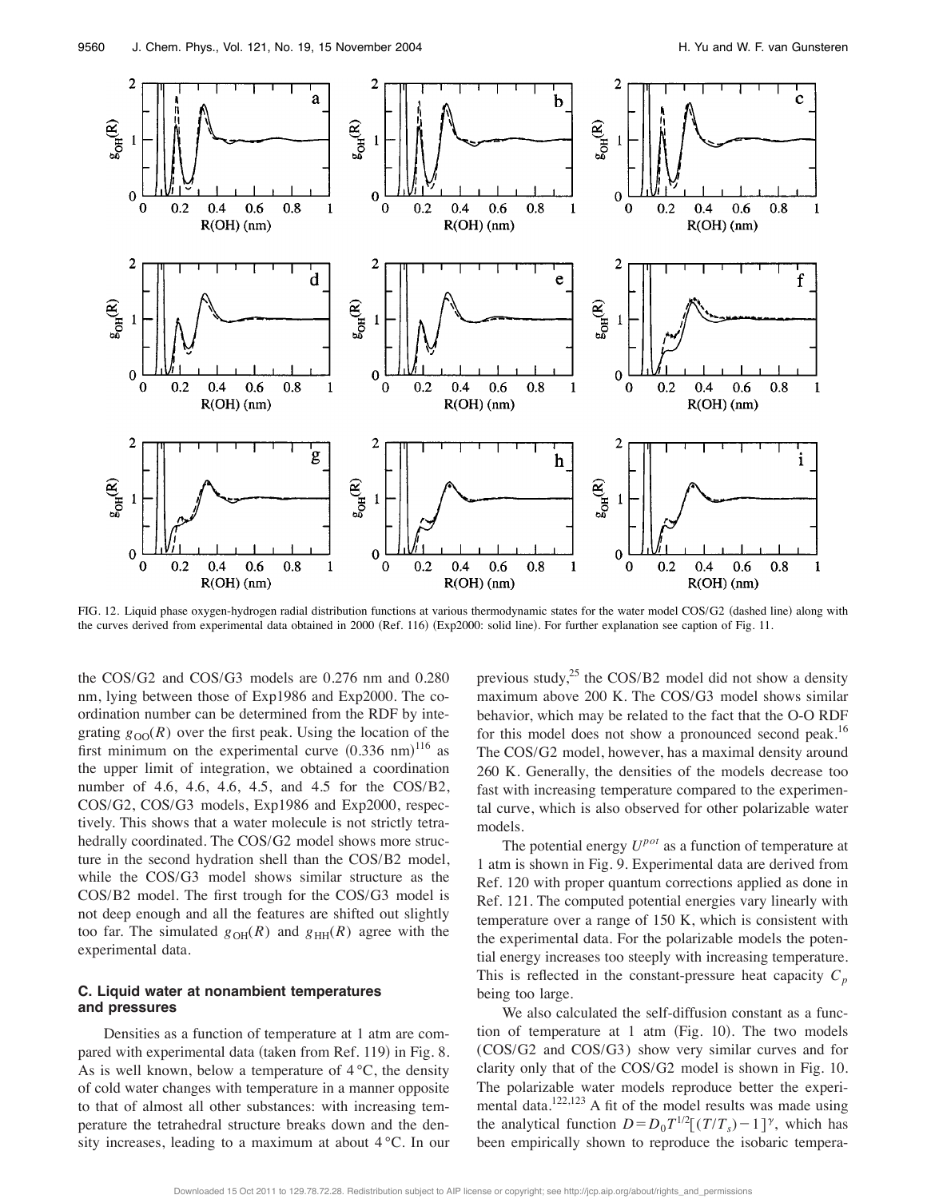FIG. 12. Liquid phase oxygen-hydrogen radial distribution functions at various thermodynamic states for the water model COS/G2 (dashed line) along with the curves derived from experimental data obtained in 2000 (Ref. 116) (Exp2000: solid line). For further explanation see caption of Fig. 11.

the COS/G2 and COS/G3 models are 0.276 nm and 0.280 nm, lying between those of Exp1986 and Exp2000. The coordination number can be determined from the RDF by integrating $g_{OO}(R)$ over the first peak. Using the location of the first minimum on the experimental curve (0.336 nm)[116] as the upper limit of integration, we obtained a coordination number of 4.6, 4.6, 4.6, 4.5, and 4.5 for the COS/B2, COS/G2, COS/G3 models, Exp1986 and Exp2000, respectively. This shows that a water molecule is not strictly tetrahedrally coordinated. The COS/G2 model shows more structure in the second hydration shell than the COS/B2 model, while the COS/G3 model shows similar structure as the COS/B2 model. The first trough for the COS/G3 model is not deep enough and all the features are shifted out slightly too far. The simulated $g_{OH}(R)$ and $g_{HH}(R)$ agree with the experimental data.

### C. Liquid water at nonambient temperatures and pressures

Densities as a function of temperature at 1 atm are compared with experimental data (taken from Ref. 119) in Fig. 8. As is well known, below a temperature of 4 °C, the density of cold water changes with temperature in a manner opposite to that of almost all other substances: with increasing temperature the tetrahedral structure breaks down and the density increases, leading to a maximum at about 4 °C. In our previous study,[25] the COS/B2 model did not show a density maximum above 200 K. The COS/G3 model shows similar behavior, which may be related to the fact that the O-O RDF for this model does not show a pronounced second peak.[16] The COS/G2 model, however, has a maximal density around 260 K. Generally, the densities of the models decrease too fast with increasing temperature compared to the experimental curve, which is also observed for other polarizable water models.

The potential energy $U^{pot}$ as a function of temperature at 1 atm is shown in Fig. 9. Experimental data are derived from Ref. 120 with proper quantum corrections applied as done in Ref. 121. The computed potential energies vary linearly with temperature over a range of 150 K, which is consistent with the experimental data. For the polarizable models the potential energy increases too steeply with increasing temperature. This is reflected in the constant-pressure heat capacity $C_p$ being too large.

We also calculated the self-diffusion constant as a function of temperature at 1 atm (Fig. 10). The two models (COS/G2 and COS/G3) show very similar curves and for clarity only that of the COS/G2 model is shown in Fig. 10. The polarizable water models reproduce better the experimental data.[122,123] A fit of the model results was made using the analytical function $D = D_0 T^{1/2}[(T/T_s) - 1]^{\gamma}$, which has been empirically shown to reproduce the isobaric tempera-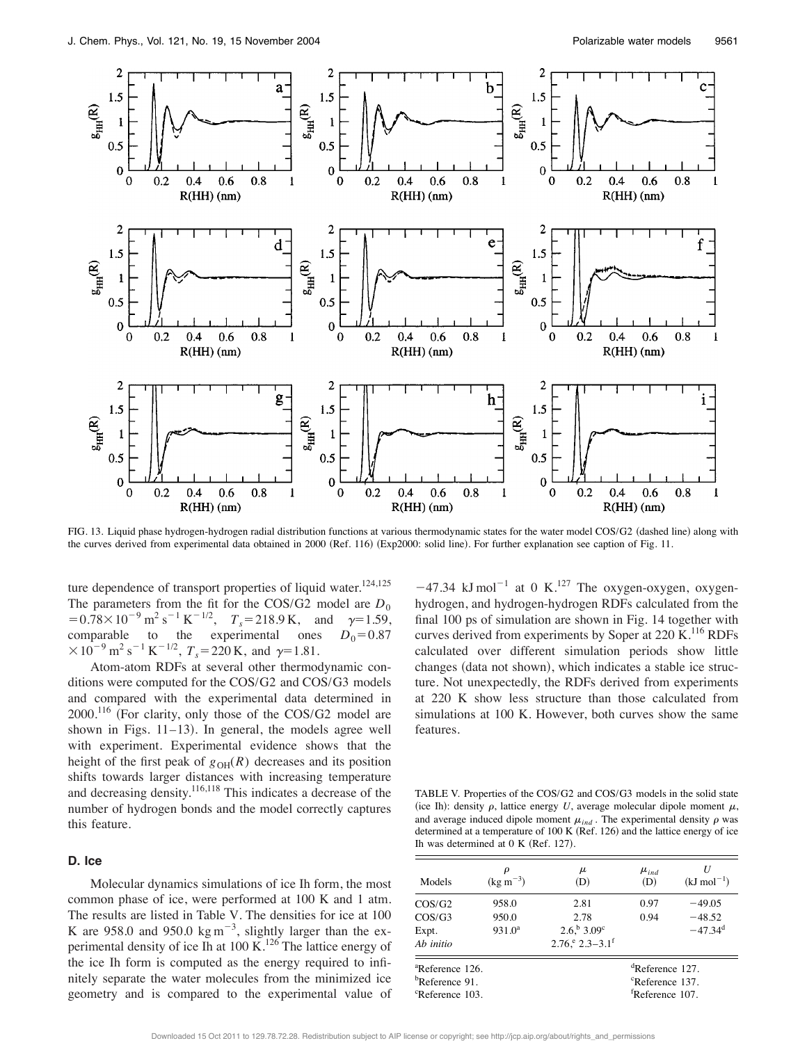FIG. 13. Liquid phase hydrogen-hydrogen radial distribution functions at various thermodynamic states for the water model COS/G2 (dashed line) along with the curves derived from experimental data obtained in 2000 (Ref. 116) (Exp2000: solid line). For further explanation see caption of Fig. 11.

ture dependence of transport properties of liquid water.[124,125] The parameters from the fit for the COS/G2 model are $D_0 = 0.78\times10^{-9}\ \mathrm{m^2\,s^{-1}\,K^{-1/2}}$, $T_s = 218.9\ \mathrm{K}$, and $\gamma = 1.59$, comparable to the experimental ones $D_0 = 0.87 \times10^{-9}\ \mathrm{m^2\,s^{-1}\,K^{-1/2}}$, $T_s = 220\ \mathrm{K}$, and $\gamma = 1.81$.

Atom-atom RDFs at several other thermodynamic conditions were computed for the COS/G2 and COS/G3 models and compared with the experimental data determined in 2000.[116] (For clarity, only those of the COS/G2 model are shown in Figs. 11–13). In general, the models agree well with experiment. Experimental evidence shows that the height of the first peak of $g_{\mathrm{OH}}(R)$ decreases and its position shifts towards larger distances with increasing temperature and decreasing density.[116,118] This indicates a decrease of the number of hydrogen bonds and the model correctly captures this feature.

### D. Ice

Molecular dynamics simulations of ice Ih form, the most common phase of ice, were performed at 100 K and 1 atm. The results are listed in Table V. The densities for ice at 100 K are 958.0 and 950.0 $\mathrm{kg\,m^{-3}}$, slightly larger than the experimental density of ice Ih at 100 K.[126] The lattice energy of the ice Ih form is computed as the energy required to infinitely separate the water molecules from the minimized ice geometry and is compared to the experimental value of $-47.34\ \mathrm{kJ\,mol^{-1}}$ at 0 K.[127] The oxygen-oxygen, oxygen-hydrogen, and hydrogen-hydrogen RDFs calculated from the final 100 ps of simulation are shown in Fig. 14 together with curves derived from experiments by Soper at 220 K.[116] RDFs calculated over different simulation periods show little changes (data not shown), which indicates a stable ice structure. Not unexpectedly, the RDFs derived from experiments at 220 K show less structure than those calculated from simulations at 100 K. However, both curves show the same features.

TABLE V. Properties of the COS/G2 and COS/G3 models in the solid state (ice Ih): density $\rho$, lattice energy $U$, average molecular dipole moment $\mu$, and average induced dipole moment $\mu_{ind}$. The experimental density $\rho$ was determined at a temperature of 100 K (Ref. 126) and the lattice energy of ice Ih was determined at 0 K (Ref. 127).

| Models | $\rho$ ($\mathrm{kg\,m^{-3}}$) | $\mu$ (D) | $\mu_{ind}$ (D) | $U$ ($\mathrm{kJ\,mol^{-1}}$) |
|---|---|---|---|---|
| COS/G2 | 958.0 | 2.81 | 0.97 | −49.05 |
| COS/G3 | 950.0 | 2.78 | 0.94 | −48.52 |
| Expt. | 931.0[a] | 2.6,[b] 3.09[c] | | −47.34[d] |
| *Ab initio* | | 2.76,[e] 2.3–3.1[f] | | |

[a]Reference 126.
[b]Reference 91.
[c]Reference 103.
[d]Reference 127.
[e]Reference 137.
[f]Reference 107.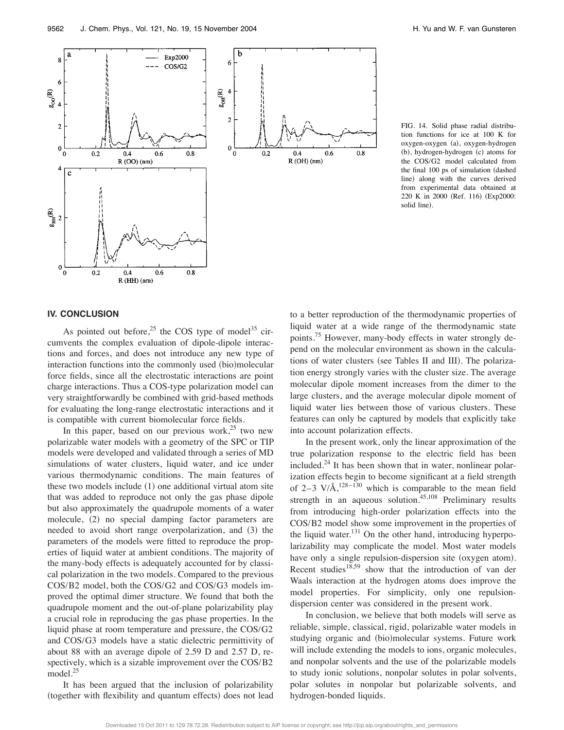FIG. 14. Solid phase radial distribution functions for ice at 100 K for oxygen-oxygen (a), oxygen-hydrogen (b), hydrogen-hydrogen (c) atoms for the COS/G2 model calculated from the final 100 ps of simulation (dashed line) along with the curves derived from experimental data obtained at 220 K in 2000 (Ref. 116) (Exp2000: solid line).

## IV. CONCLUSION

As pointed out before,[25] the COS type of model[35] circumvents the complex evaluation of dipole-dipole interactions and forces, and does not introduce any new type of interaction functions into the commonly used (bio)molecular force fields, since all the electrostatic interactions are point charge interactions. Thus a COS-type polarization model can very straightforwardly be combined with grid-based methods for evaluating the long-range electrostatic interactions and it is compatible with current biomolecular force fields.

In this paper, based on our previous work,[25] two new polarizable water models with a geometry of the SPC or TIP models were developed and validated through a series of MD simulations of water clusters, liquid water, and ice under various thermodynamic conditions. The main features of these two models include (1) one additional virtual atom site that was added to reproduce not only the gas phase dipole but also approximately the quadrupole moments of a water molecule, (2) no special damping factor parameters are needed to avoid short range overpolarization, and (3) the parameters of the models were fitted to reproduce the properties of liquid water at ambient conditions. The majority of the many-body effects is adequately accounted for by classical polarization in the two models. Compared to the previous COS/B2 model, both the COS/G2 and COS/G3 models improved the optimal dimer structure. We found that both the quadrupole moment and the out-of-plane polarizability play a crucial role in reproducing the gas phase properties. In the liquid phase at room temperature and pressure, the COS/G2 and COS/G3 models have a static dielectric permittivity of about 88 with an average dipole of 2.59 D and 2.57 D, respectively, which is a sizable improvement over the COS/B2 model.[25]

It has been argued that the inclusion of polarizability (together with flexibility and quantum effects) does not lead to a better reproduction of the thermodynamic properties of liquid water at a wide range of the thermodynamic state points.[75] However, many-body effects in water strongly depend on the molecular environment as shown in the calculations of water clusters (see Tables II and III). The polarization energy strongly varies with the cluster size. The average molecular dipole moment increases from the dimer to the large clusters, and the average molecular dipole moment of liquid water lies between those of various clusters. These features can only be captured by models that explicitly take into account polarization effects.

In the present work, only the linear approximation of the true polarization response to the electric field has been included.[24] It has been shown that in water, nonlinear polarization effects begin to become significant at a field strength of 2–3 V/Å,[128–130] which is comparable to the mean field strength in an aqueous solution.[45,108] Preliminary results from introducing high-order polarization effects into the COS/B2 model show some improvement in the properties of the liquid water.[131] On the other hand, introducing hyperpolarizability may complicate the model. Most water models have only a single repulsion-dispersion site (oxygen atom). Recent studies[18,59] show that the introduction of van der Waals interaction at the hydrogen atoms does improve the model properties. For simplicity, only one repulsion-dispersion center was considered in the present work.

In conclusion, we believe that both models will serve as reliable, simple, classical, rigid, polarizable water models in studying organic and (bio)molecular systems. Future work will include extending the models to ions, organic molecules, and nonpolar solvents and the use of the polarizable models to study ionic solutions, nonpolar solutes in polar solvents, polar solutes in nonpolar but polarizable solvents, and hydrogen-bonded liquids.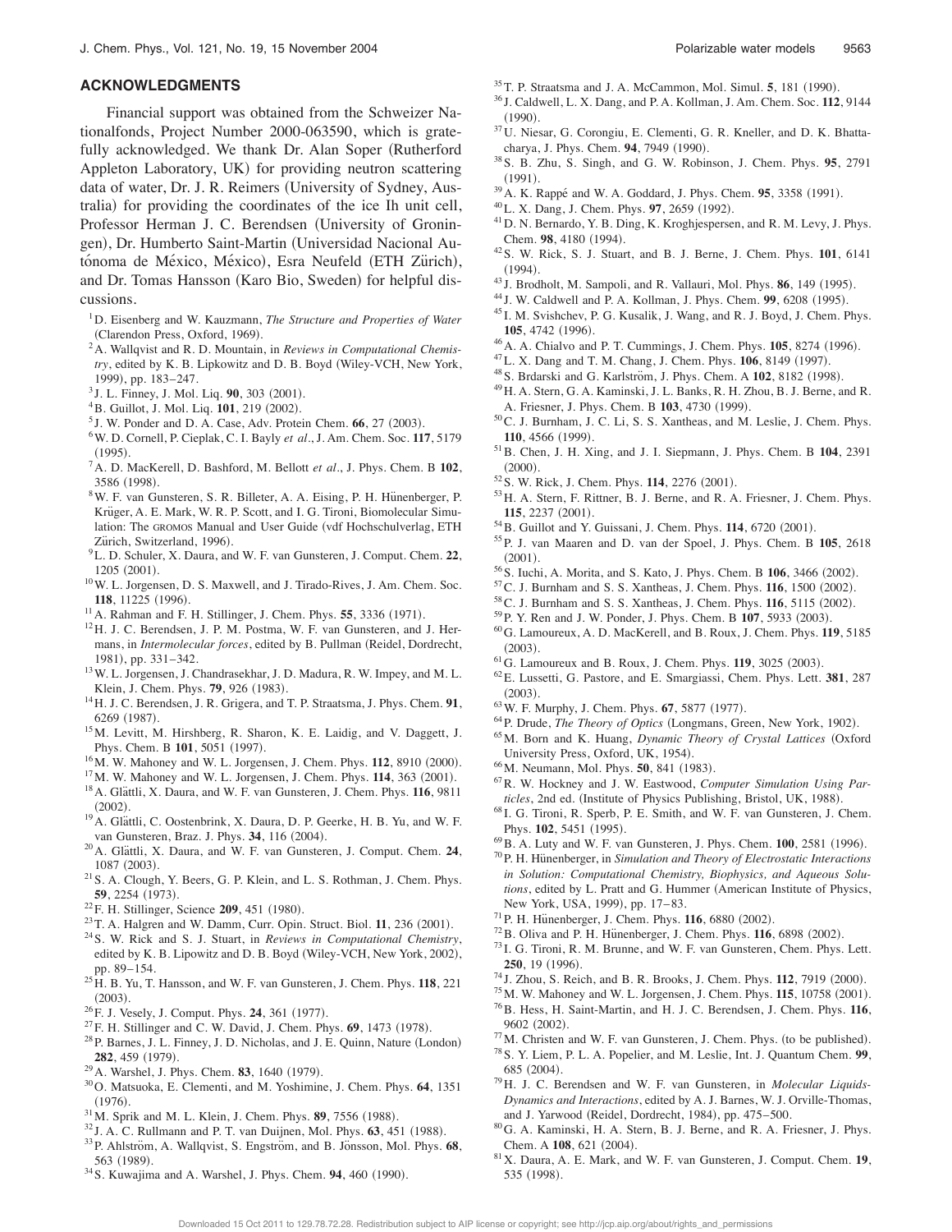## ACKNOWLEDGMENTS

Financial support was obtained from the Schweizer Nationalfonds, Project Number 2000-063590, which is gratefully acknowledged. We thank Dr. Alan Soper (Rutherford Appleton Laboratory, UK) for providing neutron scattering data of water, Dr. J. R. Reimers (University of Sydney, Australia) for providing the coordinates of the ice Ih unit cell, Professor Herman J. C. Berendsen (University of Groningen), Dr. Humberto Saint-Martin (Universidad Nacional Autónoma de México, México), Esra Neufeld (ETH Zürich), and Dr. Tomas Hansson (Karo Bio, Sweden) for helpful discussions.

[1] D. Eisenberg and W. Kauzmann, *The Structure and Properties of Water* (Clarendon Press, Oxford, 1969).

[2] A. Wallqvist and R. D. Mountain, in *Reviews in Computational Chemistry*, edited by K. B. Lipkowitz and D. B. Boyd (Wiley-VCH, New York, 1999), pp. 183–247.

[3] J. L. Finney, J. Mol. Liq. **90**, 303 (2001).

[4] B. Guillot, J. Mol. Liq. **101**, 219 (2002).

[5] J. W. Ponder and D. A. Case, Adv. Protein Chem. **66**, 27 (2003).

[6] W. D. Cornell, P. Cieplak, C. I. Bayly *et al.*, J. Am. Chem. Soc. **117**, 5179 (1995).

[7] A. D. MacKerell, D. Bashford, M. Bellott *et al.*, J. Phys. Chem. B **102**, 3586 (1998).

[8] W. F. van Gunsteren, S. R. Billeter, A. A. Eising, P. H. Hünenberger, P. Krüger, A. E. Mark, W. R. P. Scott, and I. G. Tironi, Biomolecular Simulation: The GROMOS Manual and User Guide (vdf Hochschulverlag, ETH Zürich, Switzerland, 1996).

[9] L. D. Schuler, X. Daura, and W. F. van Gunsteren, J. Comput. Chem. **22**, 1205 (2001).

[10] W. L. Jorgensen, D. S. Maxwell, and J. Tirado-Rives, J. Am. Chem. Soc. **118**, 11225 (1996).

[11] A. Rahman and F. H. Stillinger, J. Chem. Phys. **55**, 3336 (1971).

[12] H. J. C. Berendsen, J. P. M. Postma, W. F. van Gunsteren, and J. Hermans, in *Intermolecular forces*, edited by B. Pullman (Reidel, Dordrecht, 1981), pp. 331–342.

[13] W. L. Jorgensen, J. Chandrasekhar, J. D. Madura, R. W. Impey, and M. L. Klein, J. Chem. Phys. **79**, 926 (1983).

[14] H. J. C. Berendsen, J. R. Grigera, and T. P. Straatsma, J. Phys. Chem. **91**, 6269 (1987).

[15] M. Levitt, M. Hirshberg, R. Sharon, K. E. Laidig, and V. Daggett, J. Phys. Chem. B **101**, 5051 (1997).

[16] M. W. Mahoney and W. L. Jorgensen, J. Chem. Phys. **112**, 8910 (2000).

[17] M. W. Mahoney and W. L. Jorgensen, J. Chem. Phys. **114**, 363 (2001).

[18] A. Glättli, X. Daura, and W. F. van Gunsteren, J. Chem. Phys. **116**, 9811 (2002).

[19] A. Glättli, C. Oostenbrink, X. Daura, D. P. Geerke, H. B. Yu, and W. F. van Gunsteren, Braz. J. Phys. **34**, 116 (2004).

[20] A. Glättli, X. Daura, and W. F. van Gunsteren, J. Comput. Chem. **24**, 1087 (2003).

[21] S. A. Clough, Y. Beers, G. P. Klein, and L. S. Rothman, J. Chem. Phys. **59**, 2254 (1973).

[22] F. H. Stillinger, Science **209**, 451 (1980).

[23] T. A. Halgren and W. Damm, Curr. Opin. Struct. Biol. **11**, 236 (2001).

[24] S. W. Rick and S. J. Stuart, in *Reviews in Computational Chemistry*, edited by K. B. Lipowitz and D. B. Boyd (Wiley-VCH, New York, 2002), pp. 89–154.

[25] H. B. Yu, T. Hansson, and W. F. van Gunsteren, J. Chem. Phys. **118**, 221 (2003).

[26] F. J. Vesely, J. Comput. Phys. **24**, 361 (1977).

[27] F. H. Stillinger and C. W. David, J. Chem. Phys. **69**, 1473 (1978).

[28] P. Barnes, J. L. Finney, J. D. Nicholas, and J. E. Quinn, Nature (London) **282**, 459 (1979).

[29] A. Warshel, J. Phys. Chem. **83**, 1640 (1979).

[30] O. Matsuoka, E. Clementi, and M. Yoshimine, J. Chem. Phys. **64**, 1351 (1976).

[31] M. Sprik and M. L. Klein, J. Chem. Phys. **89**, 7556 (1988).

[32] J. A. C. Rullmann and P. T. van Duijnen, Mol. Phys. **63**, 451 (1988).

[33] P. Ahlström, A. Wallqvist, S. Engström, and B. Jönsson, Mol. Phys. **68**, 563 (1989).

[34] S. Kuwajima and A. Warshel, J. Phys. Chem. **94**, 460 (1990).

[35] T. P. Straatsma and J. A. McCammon, Mol. Simul. **5**, 181 (1990).

[36] J. Caldwell, L. X. Dang, and P. A. Kollman, J. Am. Chem. Soc. **112**, 9144 (1990).

[37] U. Niesar, G. Corongiu, E. Clementi, G. R. Kneller, and D. K. Bhattacharya, J. Phys. Chem. **94**, 7949 (1990).

[38] S. B. Zhu, S. Singh, and G. W. Robinson, J. Chem. Phys. **95**, 2791 (1991).

[39] A. K. Rappé and W. A. Goddard, J. Phys. Chem. **95**, 3358 (1991).

[40] L. X. Dang, J. Chem. Phys. **97**, 2659 (1992).

[41] D. N. Bernardo, Y. B. Ding, K. Kroghjespersen, and R. M. Levy, J. Phys. Chem. **98**, 4180 (1994).

[42] S. W. Rick, S. J. Stuart, and B. J. Berne, J. Chem. Phys. **101**, 6141 (1994).

[43] J. Brodholt, M. Sampoli, and R. Vallauri, Mol. Phys. **86**, 149 (1995).

[44] J. W. Caldwell and P. A. Kollman, J. Phys. Chem. **99**, 6208 (1995).

[45] I. M. Svishchev, P. G. Kusalik, J. Wang, and R. J. Boyd, J. Chem. Phys. **105**, 4742 (1996).

[46] A. A. Chialvo and P. T. Cummings, J. Chem. Phys. **105**, 8274 (1996).

[47] L. X. Dang and T. M. Chang, J. Chem. Phys. **106**, 8149 (1997).

[48] S. Brdarski and G. Karlström, J. Phys. Chem. A **102**, 8182 (1998).

[49] H. A. Stern, G. A. Kaminski, J. L. Banks, R. H. Zhou, B. J. Berne, and R. A. Friesner, J. Phys. Chem. B **103**, 4730 (1999).

[50] C. J. Burnham, J. C. Li, S. S. Xantheas, and M. Leslie, J. Chem. Phys. **110**, 4566 (1999).

[51] B. Chen, J. H. Xing, and J. I. Siepmann, J. Phys. Chem. B **104**, 2391 (2000).

[52] S. W. Rick, J. Chem. Phys. **114**, 2276 (2001).

[53] H. A. Stern, F. Rittner, B. J. Berne, and R. A. Friesner, J. Chem. Phys. **115**, 2237 (2001).

[54] B. Guillot and Y. Guissani, J. Chem. Phys. **114**, 6720 (2001).

[55] P. J. van Maaren and D. van der Spoel, J. Phys. Chem. B **105**, 2618 (2001).

[56] S. Iuchi, A. Morita, and S. Kato, J. Phys. Chem. B **106**, 3466 (2002).

[57] C. J. Burnham and S. S. Xantheas, J. Chem. Phys. **116**, 1500 (2002).

[58] C. J. Burnham and S. S. Xantheas, J. Chem. Phys. **116**, 5115 (2002).

[59] P. Y. Ren and J. W. Ponder, J. Phys. Chem. B **107**, 5933 (2003).

[60] G. Lamoureux, A. D. MacKerell, and B. Roux, J. Chem. Phys. **119**, 5185 (2003).

[61] G. Lamoureux and B. Roux, J. Chem. Phys. **119**, 3025 (2003).

[62] E. Lussetti, G. Pastore, and E. Smargiassi, Chem. Phys. Lett. **381**, 287 (2003).

[63] W. F. Murphy, J. Chem. Phys. **67**, 5877 (1977).

[64] P. Drude, *The Theory of Optics* (Longmans, Green, New York, 1902).

[65] M. Born and K. Huang, *Dynamic Theory of Crystal Lattices* (Oxford University Press, Oxford, UK, 1954).

[66] M. Neumann, Mol. Phys. **50**, 841 (1983).

[67] R. W. Hockney and J. W. Eastwood, *Computer Simulation Using Particles*, 2nd ed. (Institute of Physics Publishing, Bristol, UK, 1988).

[68] I. G. Tironi, R. Sperb, P. E. Smith, and W. F. van Gunsteren, J. Chem. Phys. **102**, 5451 (1995).

[69] B. A. Luty and W. F. van Gunsteren, J. Phys. Chem. **100**, 2581 (1996).

[70] P. H. Hünenberger, in *Simulation and Theory of Electrostatic Interactions in Solution: Computational Chemistry, Biophysics, and Aqueous Solutions*, edited by L. Pratt and G. Hummer (American Institute of Physics, New York, USA, 1999), pp. 17–83.

[71] P. H. Hünenberger, J. Chem. Phys. **116**, 6880 (2002).

[72] B. Oliva and P. H. Hünenberger, J. Chem. Phys. **116**, 6898 (2002).

[73] I. G. Tironi, R. M. Brunne, and W. F. van Gunsteren, Chem. Phys. Lett. **250**, 19 (1996).

[74] J. Zhou, S. Reich, and B. R. Brooks, J. Chem. Phys. **112**, 7919 (2000).

[75] M. W. Mahoney and W. L. Jorgensen, J. Chem. Phys. **115**, 10758 (2001).

[76] B. Hess, H. Saint-Martin, and H. J. C. Berendsen, J. Chem. Phys. **116**, 9602 (2002).

[77] M. Christen and W. F. van Gunsteren, J. Chem. Phys. (to be published).

[78] S. Y. Liem, P. L. A. Popelier, and M. Leslie, Int. J. Quantum Chem. **99**, 685 (2004).

[79] H. J. C. Berendsen and W. F. van Gunsteren, in *Molecular Liquids-Dynamics and Interactions*, edited by A. J. Barnes, W. J. Orville-Thomas, and J. Yarwood (Reidel, Dordrecht, 1984), pp. 475–500.

[80] G. A. Kaminski, H. A. Stern, B. J. Berne, and R. A. Friesner, J. Phys. Chem. A **108**, 621 (2004).

[81] X. Daura, A. E. Mark, and W. F. van Gunsteren, J. Comput. Chem. **19**, 535 (1998).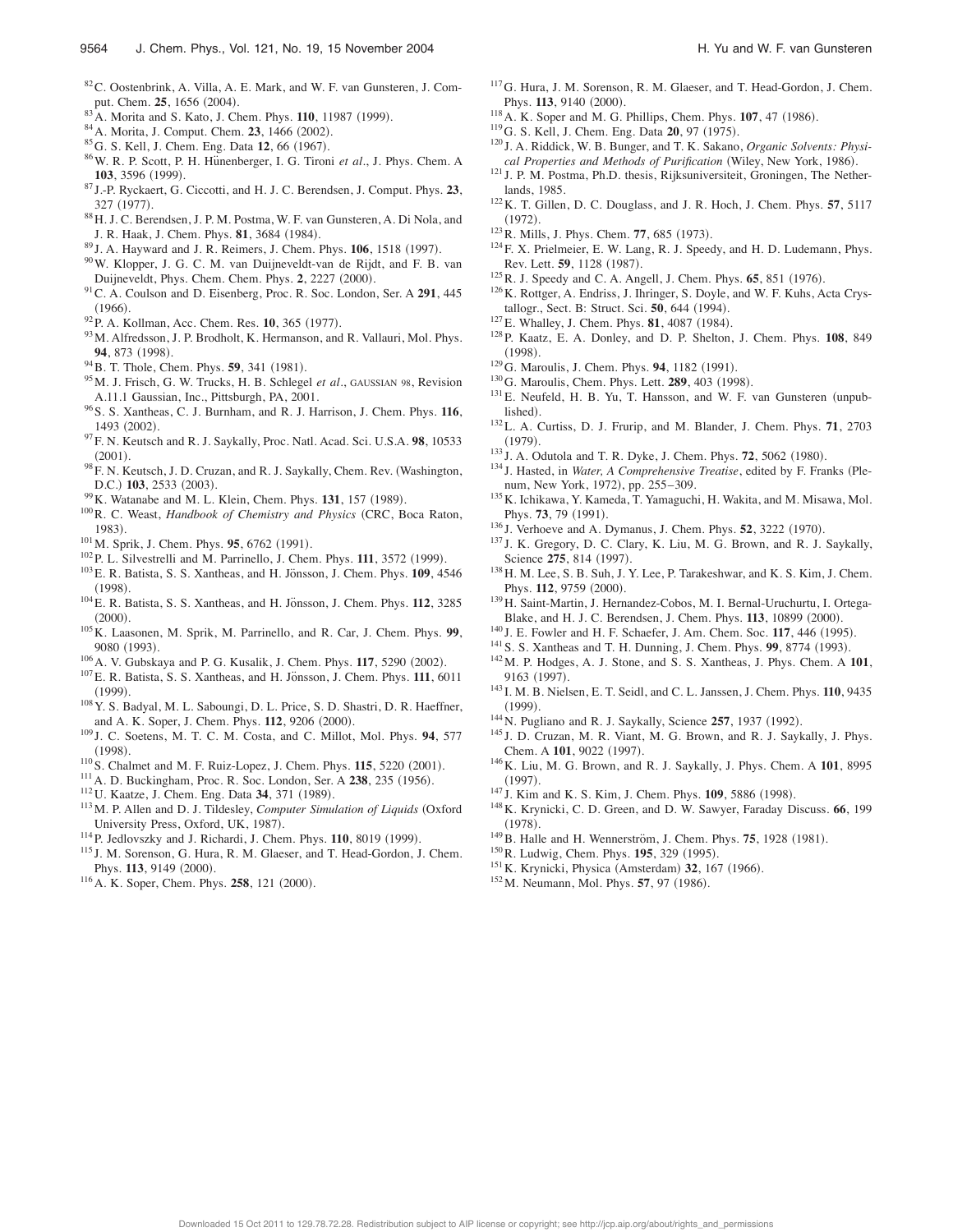[82] C. Oostenbrink, A. Villa, A. E. Mark, and W. F. van Gunsteren, J. Comput. Chem. **25**, 1656 (2004).

[83] A. Morita and S. Kato, J. Chem. Phys. **110**, 11987 (1999).

[84] A. Morita, J. Comput. Chem. **23**, 1466 (2002).

[85] G. S. Kell, J. Chem. Eng. Data **12**, 66 (1967).

[86] W. R. P. Scott, P. H. Hünenberger, I. G. Tironi *et al.*, J. Phys. Chem. A **103**, 3596 (1999).

[87] J.-P. Ryckaert, G. Ciccotti, and H. J. C. Berendsen, J. Comput. Phys. **23**, 327 (1977).

[88] H. J. C. Berendsen, J. P. M. Postma, W. F. van Gunsteren, A. Di Nola, and J. R. Haak, J. Chem. Phys. **81**, 3684 (1984).

[89] J. A. Hayward and J. R. Reimers, J. Chem. Phys. **106**, 1518 (1997).

[90] W. Klopper, J. G. C. M. van Duijneveldt-van de Rijdt, and F. B. van Duijneveldt, Phys. Chem. Chem. Phys. **2**, 2227 (2000).

[91] C. A. Coulson and D. Eisenberg, Proc. R. Soc. London, Ser. A **291**, 445 (1966).

[92] P. A. Kollman, Acc. Chem. Res. **10**, 365 (1977).

[93] M. Alfredsson, J. P. Brodholt, K. Hermanson, and R. Vallauri, Mol. Phys. **94**, 873 (1998).

[94] B. T. Thole, Chem. Phys. **59**, 341 (1981).

[95] M. J. Frisch, G. W. Trucks, H. B. Schlegel *et al.*, GAUSSIAN 98, Revision A.11.1 Gaussian, Inc., Pittsburgh, PA, 2001.

[96] S. S. Xantheas, C. J. Burnham, and R. J. Harrison, J. Chem. Phys. **116**, 1493 (2002).

[97] F. N. Keutsch and R. J. Saykally, Proc. Natl. Acad. Sci. U.S.A. **98**, 10533 (2001).

[98] F. N. Keutsch, J. D. Cruzan, and R. J. Saykally, Chem. Rev. (Washington, D.C.) **103**, 2533 (2003).

[99] K. Watanabe and M. L. Klein, Chem. Phys. **131**, 157 (1989).

[100] R. C. Weast, *Handbook of Chemistry and Physics* (CRC, Boca Raton, 1983).

[101] M. Sprik, J. Chem. Phys. **95**, 6762 (1991).

[102] P. L. Silvestrelli and M. Parrinello, J. Chem. Phys. **111**, 3572 (1999).

[103] E. R. Batista, S. S. Xantheas, and H. Jónsson, J. Chem. Phys. **109**, 4546 (1998).

[104] E. R. Batista, S. S. Xantheas, and H. Jónsson, J. Chem. Phys. **112**, 3285 (2000).

[105] K. Laasonen, M. Sprik, M. Parrinello, and R. Car, J. Chem. Phys. **99**, 9080 (1993).

[106] A. V. Gubskaya and P. G. Kusalik, J. Chem. Phys. **117**, 5290 (2002).

[107] E. R. Batista, S. S. Xantheas, and H. Jónsson, J. Chem. Phys. **111**, 6011 (1999).

[108] Y. S. Badyal, M. L. Saboungi, D. L. Price, S. D. Shastri, D. R. Haeffner, and A. K. Soper, J. Chem. Phys. **112**, 9206 (2000).

[109] J. C. Soetens, M. T. C. M. Costa, and C. Millot, Mol. Phys. **94**, 577 (1998).

[110] S. Chalmet and M. F. Ruiz-Lopez, J. Chem. Phys. **115**, 5220 (2001).

[111] A. D. Buckingham, Proc. R. Soc. London, Ser. A **238**, 235 (1956).

[112] U. Kaatze, J. Chem. Eng. Data **34**, 371 (1989).

[113] M. P. Allen and D. J. Tildesley, *Computer Simulation of Liquids* (Oxford University Press, Oxford, UK, 1987).

[114] P. Jedlovszky and J. Richardi, J. Chem. Phys. **110**, 8019 (1999).

[115] J. M. Sorenson, G. Hura, R. M. Glaeser, and T. Head-Gordon, J. Chem. Phys. **113**, 9149 (2000).

[116] A. K. Soper, Chem. Phys. **258**, 121 (2000).

[117] G. Hura, J. M. Sorenson, R. M. Glaeser, and T. Head-Gordon, J. Chem. Phys. **113**, 9140 (2000).

[118] A. K. Soper and M. G. Phillips, Chem. Phys. **107**, 47 (1986).

[119] G. S. Kell, J. Chem. Eng. Data **20**, 97 (1975).

[120] J. A. Riddick, W. B. Bunger, and T. K. Sakano, *Organic Solvents: Physical Properties and Methods of Purification* (Wiley, New York, 1986).

[121] J. P. M. Postma, Ph.D. thesis, Rijksuniversiteit, Groningen, The Netherlands, 1985.

[122] K. T. Gillen, D. C. Douglass, and J. R. Hoch, J. Chem. Phys. **57**, 5117 (1972).

[123] R. Mills, J. Phys. Chem. **77**, 685 (1973).

[124] F. X. Prielmeier, E. W. Lang, R. J. Speedy, and H. D. Ludemann, Phys. Rev. Lett. **59**, 1128 (1987).

[125] R. J. Speedy and C. A. Angell, J. Chem. Phys. **65**, 851 (1976).

[126] K. Rottger, A. Endriss, J. Ihringer, S. Doyle, and W. F. Kuhs, Acta Crystallogr., Sect. B: Struct. Sci. **50**, 644 (1994).

[127] E. Whalley, J. Chem. Phys. **81**, 4087 (1984).

[128] P. Kaatz, E. A. Donley, and D. P. Shelton, J. Chem. Phys. **108**, 849 (1998).

[129] G. Maroulis, J. Chem. Phys. **94**, 1182 (1991).

[130] G. Maroulis, Chem. Phys. Lett. **289**, 403 (1998).

[131] E. Neufeld, H. B. Yu, T. Hansson, and W. F. van Gunsteren (unpublished).

[132] L. A. Curtiss, D. J. Frurip, and M. Blander, J. Chem. Phys. **71**, 2703 (1979).

[133] J. A. Odutola and T. R. Dyke, J. Chem. Phys. **72**, 5062 (1980).

[134] J. Hasted, in *Water, A Comprehensive Treatise*, edited by F. Franks (Plenum, New York, 1972), pp. 255–309.

[135] K. Ichikawa, Y. Kameda, T. Yamaguchi, H. Wakita, and M. Misawa, Mol. Phys. **73**, 79 (1991).

[136] J. Verhoeve and A. Dymanus, J. Chem. Phys. **52**, 3222 (1970).

[137] J. K. Gregory, D. C. Clary, K. Liu, M. G. Brown, and R. J. Saykally, Science **275**, 814 (1997).

[138] H. M. Lee, S. B. Suh, J. Y. Lee, P. Tarakeshwar, and K. S. Kim, J. Chem. Phys. **112**, 9759 (2000).

[139] H. Saint-Martin, J. Hernandez-Cobos, M. I. Bernal-Uruchurtu, I. Ortega-Blake, and H. J. C. Berendsen, J. Chem. Phys. **113**, 10899 (2000).

[140] J. E. Fowler and H. F. Schaefer, J. Am. Chem. Soc. **117**, 446 (1995).

[141] S. S. Xantheas and T. H. Dunning, J. Chem. Phys. **99**, 8774 (1993).

[142] M. P. Hodges, A. J. Stone, and S. S. Xantheas, J. Phys. Chem. A **101**, 9163 (1997).

[143] I. M. B. Nielsen, E. T. Seidl, and C. L. Janssen, J. Chem. Phys. **110**, 9435 (1999).

[144] N. Pugliano and R. J. Saykally, Science **257**, 1937 (1992).

[145] J. D. Cruzan, M. R. Viant, M. G. Brown, and R. J. Saykally, J. Phys. Chem. A **101**, 9022 (1997).

[146] K. Liu, M. G. Brown, and R. J. Saykally, J. Phys. Chem. A **101**, 8995 (1997).

[147] J. Kim and K. S. Kim, J. Chem. Phys. **109**, 5886 (1998).

[148] K. Krynicki, C. D. Green, and D. W. Sawyer, Faraday Discuss. **66**, 199 (1978).

[149] B. Halle and H. Wennerström, J. Chem. Phys. **75**, 1928 (1981).

[150] R. Ludwig, Chem. Phys. **195**, 329 (1995).

[151] K. Krynicki, Physica (Amsterdam) **32**, 167 (1966).

[152] M. Neumann, Mol. Phys. **57**, 97 (1986).